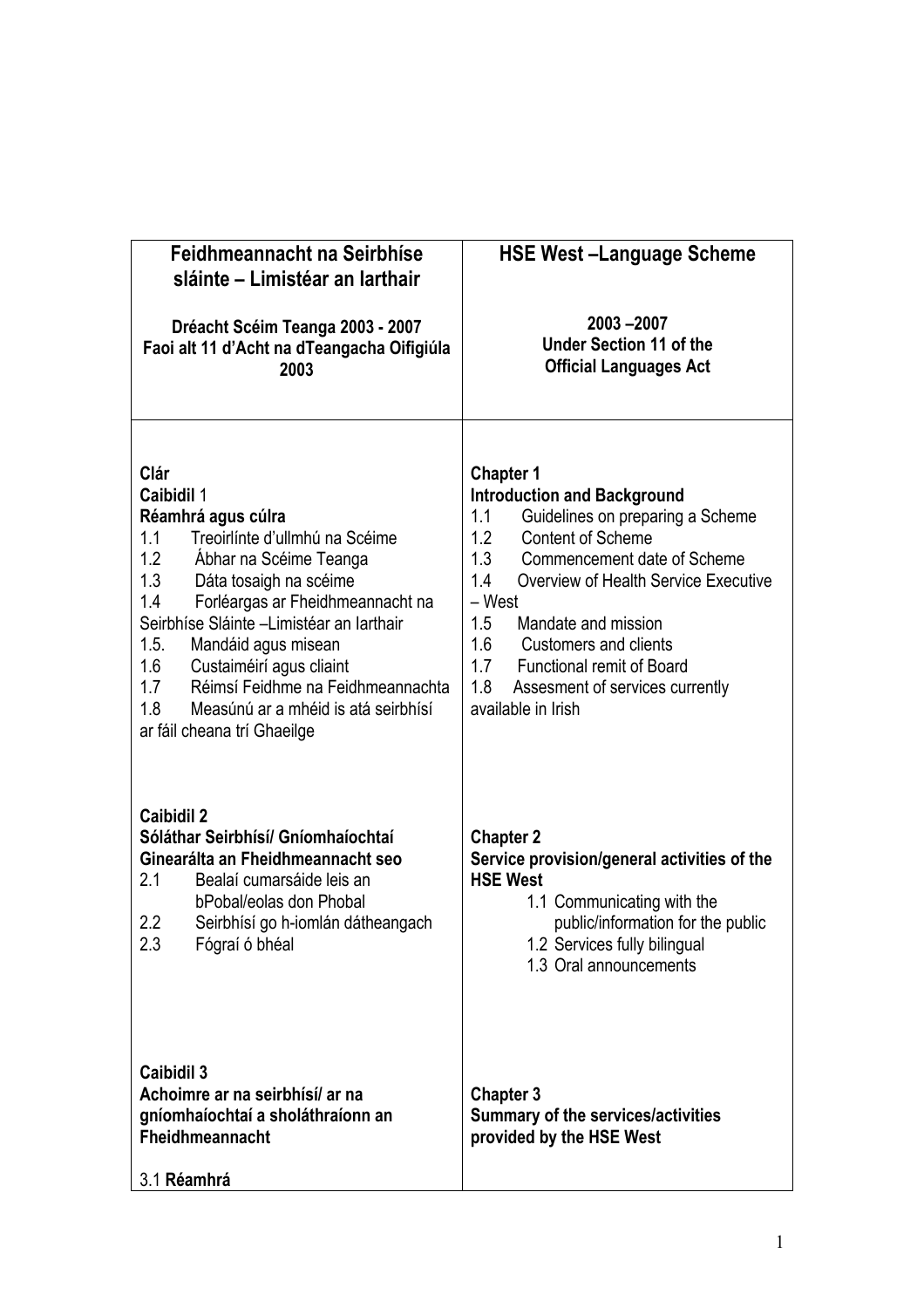| Feidhmeannacht na Seirbhíse sláinte – Limistéar an Iarthair<br><br>**Dréacht Scéim Teanga 2003 - 2007**<br>**Faoi alt 11 d'Acht na dTeangacha Oifigiúla 2003** | **HSE West –Language Scheme**<br><br>**2003 –2007**<br>**Under Section 11 of the Official Languages Act** |
|---|---|
| **Clár**<br>**Caibidil** 1<br>**Réamhrá agus cúlra**<br>1.1 Treoirlínte d'ullmhú na Scéime<br>1.2 Ábhar na Scéime Teanga<br>1.3 Dáta tosaigh na scéime<br>1.4 Forléargas ar Fheidhmeannacht na Seirbhíse Sláinte –Limistéar an Iarthair<br>1.5. Mandáid agus misean<br>1.6 Custaiméirí agus cliaint<br>1.7 Réimsí Feidhme na Feidhmeannachta<br>1.8 Measúnú ar a mhéid is atá seirbhísí ar fáil cheana trí Ghaeilge | **Chapter 1**<br>**Introduction and Background**<br>1.1 Guidelines on preparing a Scheme<br>1.2 Content of Scheme<br>1.3 Commencement date of Scheme<br>1.4 Overview of Health Service Executive – West<br>1.5 Mandate and mission<br>1.6 Customers and clients<br>1.7 Functional remit of Board<br>1.8 Assesment of services currently available in Irish |
| **Caibidil 2**<br>**Sóláthar Seirbhísí/ Gníomhaíochtaí Ginearálta an Fheidhmeannacht seo**<br>2.1 Bealaí cumarsáide leis an bPobal/eolas don Phobal<br>2.2 Seirbhísí go h-iomlán dátheangach<br>2.3 Fógraí ó bhéal | **Chapter 2**<br>**Service provision/general activities of the HSE West**<br>1.1 Communicating with the public/information for the public<br>1.2 Services fully bilingual<br>1.3 Oral announcements |
| **Caibidil 3**<br>**Achoimre ar na seirbhísí/ ar na gníomhaíochtaí a sholáthraíonn an Fheidhmeannacht**<br><br>3.1 **Réamhrá** | **Chapter 3**<br>**Summary of the services/activities provided by the HSE West** |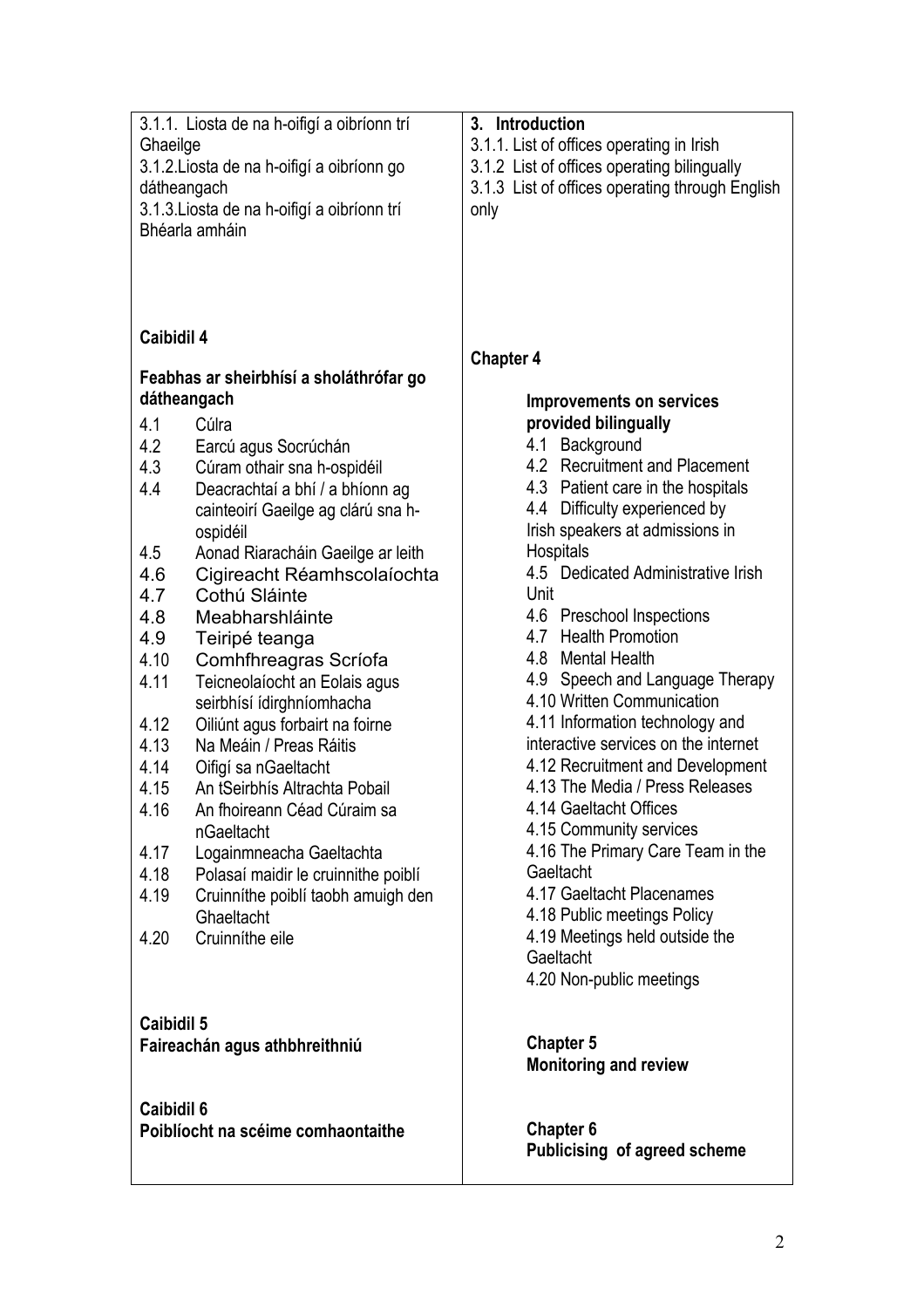| | |
|---|---|
| 3.1.1. Liosta de na h-oifigí a oibríonn trí Ghaeilge<br>3.1.2.Liosta de na h-oifigí a oibríonn go dátheangach<br>3.1.3.Liosta de na h-oifigí a oibríonn trí Bhéarla amháin | **3. Introduction**<br>3.1.1. List of offices operating in Irish<br>3.1.2 List of offices operating bilingually<br>3.1.3 List of offices operating through English only |
| **Caibidil 4**<br><br>**Feabhas ar sheirbhísí a sholáthrófar go dátheangach**<br>4.1 Cúlra<br>4.2 Earcú agus Socrúchán<br>4.3 Cúram othair sna h-ospidéil<br>4.4 Deacrachtaí a bhí / a bhíonn ag cainteoirí Gaeilge ag clárú sna h-ospidéil<br>4.5 Aonad Riaracháin Gaeilge ar leith<br>4.6 Cigireacht Réamhscolaíochta<br>4.7 Cothú Sláinte<br>4.8 Meabharshláinte<br>4.9 Teiripé teanga<br>4.10 Comhfhreagras Scríofa<br>4.11 Teicneolaíocht an Eolais agus seirbhísí ídirghníomhacha<br>4.12 Oiliúnt agus forbairt na foirne<br>4.13 Na Meáin / Preas Ráitis<br>4.14 Oifigí sa nGaeltacht<br>4.15 An tSeirbhís Altrachta Pobail<br>4.16 An fhoireann Céad Cúraim sa nGaeltacht<br>4.17 Logainmneacha Gaeltachta<br>4.18 Polasaí maidir le cruinnithe poiblí<br>4.19 Cruinníthe poiblí taobh amuigh den Ghaeltacht<br>4.20 Cruinníthe eile | **Chapter 4**<br><br>**Improvements on services provided bilingually**<br>4.1 Background<br>4.2 Recruitment and Placement<br>4.3 Patient care in the hospitals<br>4.4 Difficulty experienced by Irish speakers at admissions in Hospitals<br>4.5 Dedicated Administrative Irish Unit<br>4.6 Preschool Inspections<br>4.7 Health Promotion<br>4.8 Mental Health<br>4.9 Speech and Language Therapy<br>4.10 Written Communication<br>4.11 Information technology and interactive services on the internet<br>4.12 Recruitment and Development<br>4.13 The Media / Press Releases<br>4.14 Gaeltacht Offices<br>4.15 Community services<br>4.16 The Primary Care Team in the Gaeltacht<br>4.17 Gaeltacht Placenames<br>4.18 Public meetings Policy<br>4.19 Meetings held outside the Gaeltacht<br>4.20 Non-public meetings |
| **Caibidil 5**<br>**Faireachán agus athbhreithniú** | **Chapter 5**<br>**Monitoring and review** |
| **Caibidil 6**<br>**Poiblíocht na scéime comhaontaithe** | **Chapter 6**<br>**Publicising of agreed scheme** |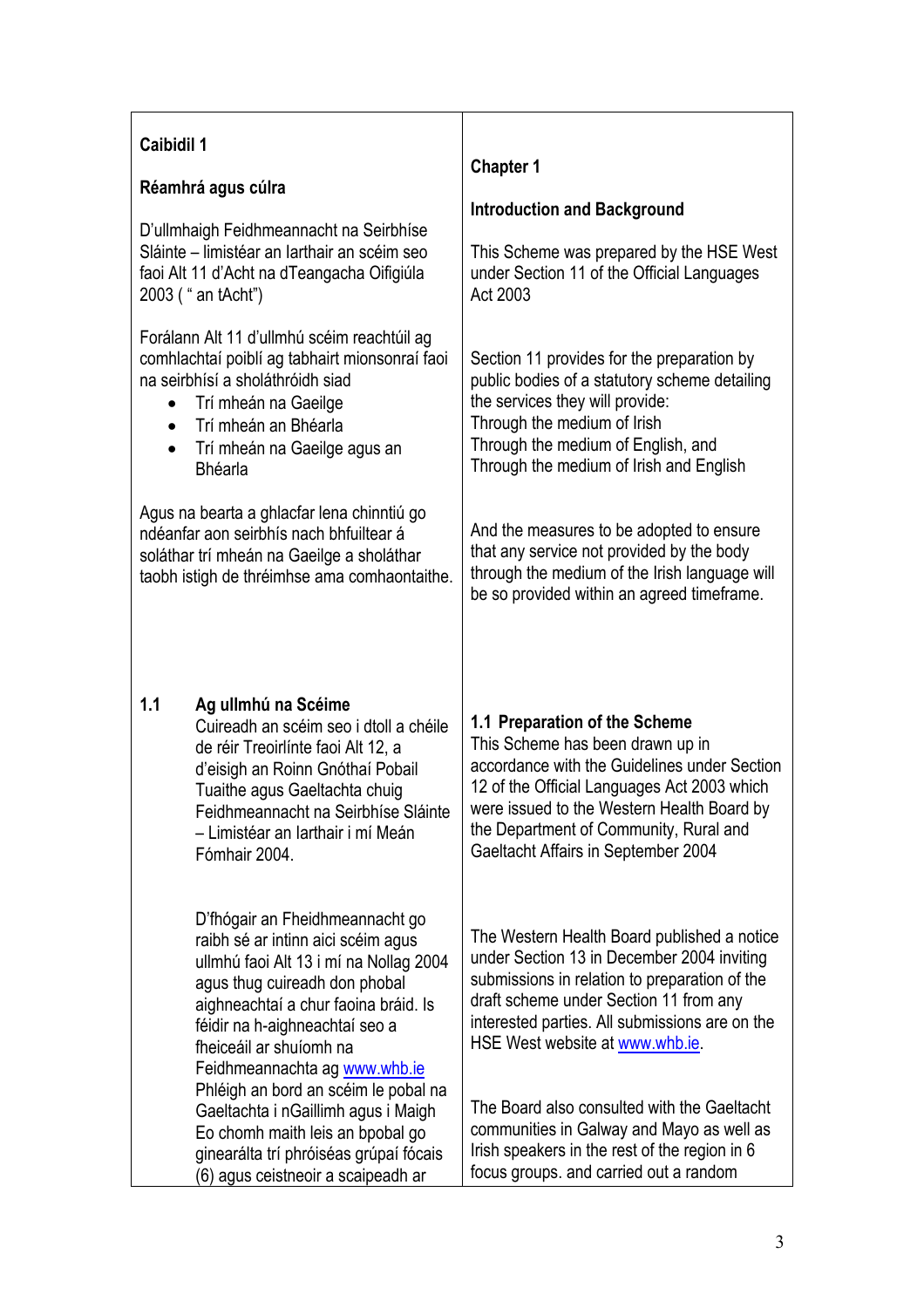| Caibidil 1 | Chapter 1 |
| --- | --- |
| **Réamhrá agus cúlra** | **Introduction and Background** |
| D'ullmhaigh Feidhmeannacht na Seirbhíse Sláinte – limistéar an Iarthair an scéim seo faoi Alt 11 d'Acht na dTeangacha Oifigiúla 2003 ( " an tAcht") | This Scheme was prepared by the HSE West under Section 11 of the Official Languages Act 2003 |
| Forálann Alt 11 d'ullmhú scéim reachtúil ag comhlachtaí poiblí ag tabhairt mionsonraí faoi na seirbhísí a sholáthróidh siad<br>• Trí mheán na Gaeilge<br>• Trí mheán an Bhéarla<br>• Trí mheán na Gaeilge agus an Bhéarla | Section 11 provides for the preparation by public bodies of a statutory scheme detailing the services they will provide:<br>Through the medium of Irish<br>Through the medium of English, and<br>Through the medium of Irish and English |
| Agus na bearta a ghlacfar lena chinntiú go ndéanfar aon seirbhís nach bhfuiltear á soláthar trí mheán na Gaeilge a sholáthar taobh istigh de thréimhse ama comhaontaithe. | And the measures to be adopted to ensure that any service not provided by the body through the medium of the Irish language will be so provided within an agreed timeframe. |
| **1.1 Ag ullmhú na Scéime**<br>Cuireadh an scéim seo i dtoll a chéile de réir Treoirlínte faoi Alt 12, a d'eisigh an Roinn Gnóthaí Pobail Tuaithe agus Gaeltachta chuig Feidhmeannacht na Seirbhíse Sláinte – Limistéar an Iarthair i mí Meán Fómhair 2004. | **1.1 Preparation of the Scheme**<br>This Scheme has been drawn up in accordance with the Guidelines under Section 12 of the Official Languages Act 2003 which were issued to the Western Health Board by the Department of Community, Rural and Gaeltacht Affairs in September 2004 |
| D'fhógair an Fheidhmeannacht go raibh sé ar intinn aici scéim agus ullmhú faoi Alt 13 i mí na Nollag 2004 agus thug cuireadh don phobal aighneachtaí a chur faoina bráid. Is féidir na h-aighneachtaí seo a fheiceáil ar shuíomh na Feidhmeannachta ag www.whb.ie | The Western Health Board published a notice under Section 13 in December 2004 inviting submissions in relation to preparation of the draft scheme under Section 11 from any interested parties. All submissions are on the HSE West website at www.whb.ie. |
| Phléigh an bord an scéim le pobal na Gaeltachta i nGaillimh agus i Maigh Eo chomh maith leis an bpobal go ginearálta trí phróiséas grúpaí fócais (6) agus ceistneoir a scaipeadh ar | The Board also consulted with the Gaeltacht communities in Galway and Mayo as well as Irish speakers in the rest of the region in 6 focus groups. and carried out a random |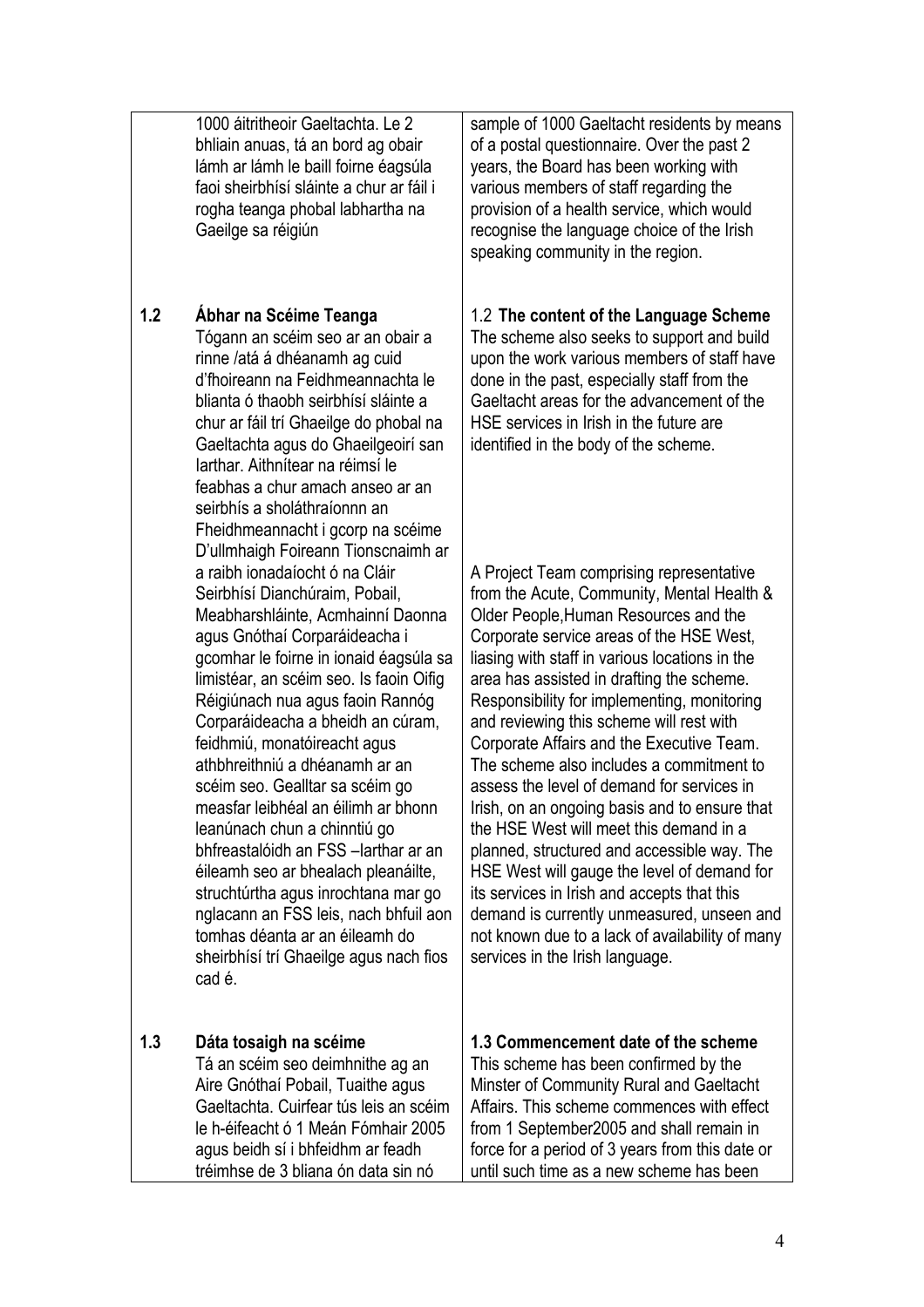| | | |
|---|---|---|
| | 1000 áitritheoir Gaeltachta. Le 2 bhliain anuas, tá an bord ag obair lámh ar lámh le baill foirne éagsúla faoi sheirbhísí sláinte a chur ar fáil i rogha teanga phobal labhartha na Gaeilge sa réigiún | sample of 1000 Gaeltacht residents by means of a postal questionnaire. Over the past 2 years, the Board has been working with various members of staff regarding the provision of a health service, which would recognise the language choice of the Irish speaking community in the region. |
| **1.2** | **Ábhar na Scéime Teanga**<br>Tógann an scéim seo ar an obair a rinne /atá á dhéanamh ag cuid d'fhoireann na Feidhmeannachta le blianta ó thaobh seirbhísí sláinte a chur ar fáil trí Ghaeilge do phobal na Gaeltachta agus do Ghaeilgeoirí san Iarthar. Aithnítear na réimsí le feabhas a chur amach anseo ar an seirbhís a sholáthraíonnn an Fheidhmeannacht i gcorp na scéime D'ullmhaigh Foireann Tionscnaimh ar a raibh ionadaíocht ó na Cláir Seirbhísí Dianchúraim, Pobail, Meabharshláinte, Acmhainní Daonna agus Gnóthaí Corparáideacha i gcomhar le foirne in ionaid éagsúla sa limistéar, an scéim seo. Is faoin Oifig Réigiúnach nua agus faoin Rannóg Corparáideacha a bheidh an cúram, feidhmiú, monatóireacht agus athbhreithniú a dhéanamh ar an scéim seo. Gealltar sa scéim go measfar leibhéal an éilimh ar bhonn leanúnach chun a chinntiú go bhfreastalóidh an FSS –Iarthar ar an éileamh seo ar bhealach pleanáilte, struchtúrtha agus inrochtana mar go nglacann an FSS leis, nach bhfuil aon tomhas déanta ar an éileamh do sheirbhísí trí Ghaeilge agus nach fios cad é. | 1.2 **The content of the Language Scheme**<br>The scheme also seeks to support and build upon the work various members of staff have done in the past, especially staff from the Gaeltacht areas for the advancement of the HSE services in Irish in the future are identified in the body of the scheme.<br><br>A Project Team comprising representative from the Acute, Community, Mental Health & Older People,Human Resources and the Corporate service areas of the HSE West, liasing with staff in various locations in the area has assisted in drafting the scheme. Responsibility for implementing, monitoring and reviewing this scheme will rest with Corporate Affairs and the Executive Team. The scheme also includes a commitment to assess the level of demand for services in Irish, on an ongoing basis and to ensure that the HSE West will meet this demand in a planned, structured and accessible way. The HSE West will gauge the level of demand for its services in Irish and accepts that this demand is currently unmeasured, unseen and not known due to a lack of availability of many services in the Irish language. |
| **1.3** | **Dáta tosaigh na scéime**<br>Tá an scéim seo deimhnithe ag an Aire Gnóthaí Pobail, Tuaithe agus Gaeltachta. Cuirfear tús leis an scéim le h-éifeacht ó 1 Meán Fómhair 2005 agus beidh sí i bhfeidhm ar feadh tréimhse de 3 bliana ón data sin nó | **1.3 Commencement date of the scheme**<br>This scheme has been confirmed by the Minster of Community Rural and Gaeltacht Affairs. This scheme commences with effect from 1 September2005 and shall remain in force for a period of 3 years from this date or until such time as a new scheme has been |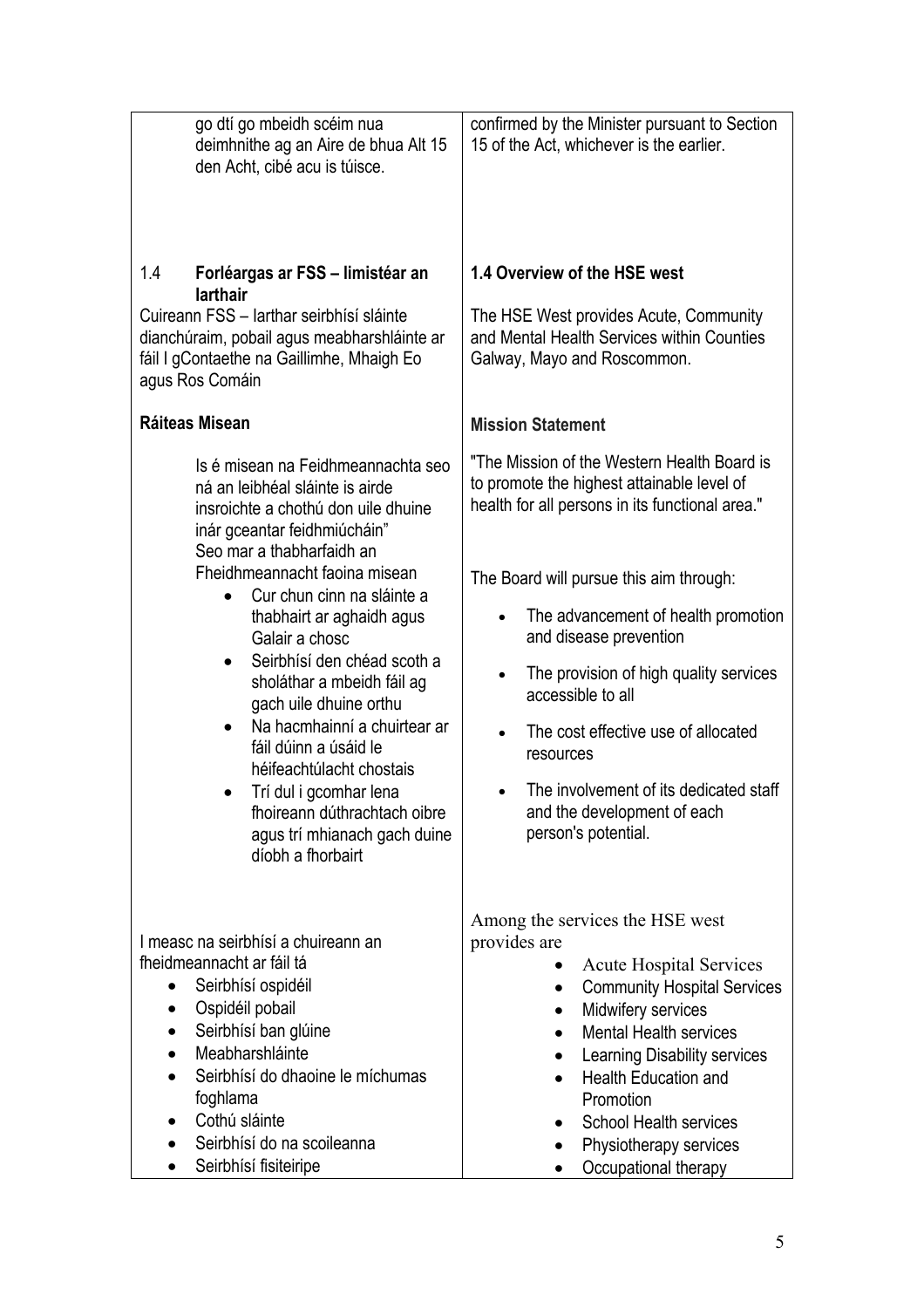| | |
|---|---|
| go dtí go mbeidh scéim nua deimhnithe ag an Aire de bhua Alt 15 den Acht, cibé acu is túisce. | confirmed by the Minister pursuant to Section 15 of the Act, whichever is the earlier. |
| 1.4 **Forléargas ar FSS – limistéar an Iarthair**<br><br>Cuireann FSS – Iarthar seirbhísí sláinte dianchúraim, pobail agus meabharshláinte ar fáil I gContaethe na Gaillimhe, Mhaigh Eo agus Ros Comáin | **1.4 Overview of the HSE west**<br><br>The HSE West provides Acute, Community and Mental Health Services within Counties Galway, Mayo and Roscommon. |
| **Ráiteas Misean**<br><br>Is é misean na Feidhmeannachta seo ná an leibhéal sláinte is airde insroichte a chothú don uile dhuine inár gceantar feidhmiúcháin"<br>Seo mar a thabharfaidh an Fheidhmeannacht faoina misean<br>• Cur chun cinn na sláinte a thabhairt ar aghaidh agus Galair a chosc<br>• Seirbhísí den chéad scoth a sholáthar a mbeidh fáil ag gach uile dhuine orthu<br>• Na hacmhainní a chuirtear ar fáil dúinn a úsáid le héifeachtúlacht chostais<br>• Trí dul i gcomhar lena fhoireann dúthrachtach oibre agus trí mhianach gach duine díobh a fhorbairt | **Mission Statement**<br><br>"The Mission of the Western Health Board is to promote the highest attainable level of health for all persons in its functional area."<br><br>The Board will pursue this aim through:<br>• The advancement of health promotion and disease prevention<br>• The provision of high quality services accessible to all<br>• The cost effective use of allocated resources<br>• The involvement of its dedicated staff and the development of each person's potential. |
| I measc na seirbhísí a chuireann an fheidmeannacht ar fáil tá<br>• Seirbhísí ospidéil<br>• Ospidéil pobail<br>• Seirbhísí ban glúine<br>• Meabharshláinte<br>• Seirbhísí do dhaoine le míchumas foghlama<br>• Cothú sláinte<br>• Seirbhísí do na scoileanna<br>• Seirbhísí fisiteiripe | Among the services the HSE west provides are<br>• Acute Hospital Services<br>• Community Hospital Services<br>• Midwifery services<br>• Mental Health services<br>• Learning Disability services<br>• Health Education and Promotion<br>• School Health services<br>• Physiotherapy services<br>• Occupational therapy |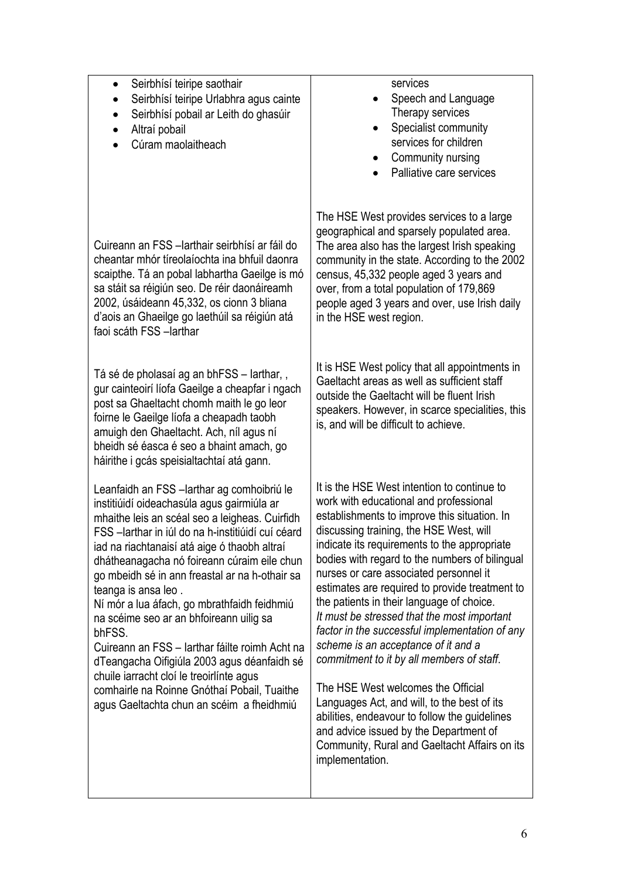| | |
|---|---|
| • Seirbhísí teiripe saothair<br>• Seirbhísí teiripe Urlabhra agus cainte<br>• Seirbhísí pobail ar Leith do ghasúir<br>• Altraí pobail<br>• Cúram maolaitheach | services<br>• Speech and Language Therapy services<br>• Specialist community services for children<br>• Community nursing<br>• Palliative care services |
| Cuireann an FSS –Iarthair seirbhísí ar fáil do cheantar mhór tíreolaíochta ina bhfuil daonra scaipthe. Tá an pobal labhartha Gaeilge is mó sa stáit sa réigiún seo. De réir daonáireamh 2002, úsáideann 45,332, os cionn 3 bliana d'aois an Ghaeilge go laethúil sa réigiún atá faoi scáth FSS –Iarthar | The HSE West provides services to a large geographical and sparsely populated area. The area also has the largest Irish speaking community in the state. According to the 2002 census, 45,332 people aged 3 years and over, from a total population of 179,869 people aged 3 years and over, use Irish daily in the HSE west region. |
| Tá sé de pholasaí ag an bhFSS – Iarthar, , gur cainteoirí líofa Gaeilge a cheapfar i ngach post sa Ghaeltacht chomh maith le go leor foirne le Gaeilge líofa a cheapadh taobh amuigh den Ghaeltacht. Ach, níl agus ní bheidh sé éasca é seo a bhaint amach, go háirithe i gcás speisialtachtaí atá gann. | It is HSE West policy that all appointments in Gaeltacht areas as well as sufficient staff outside the Gaeltacht will be fluent Irish speakers. However, in scarce specialities, this is, and will be difficult to achieve. |
| Leanfaidh an FSS –Iarthar ag comhoibriú le institiúidí oideachasúla agus gairmiúla ar mhaithe leis an scéal seo a leigheas. Cuirfidh FSS –Iarthar in iúl do na h-institiúidí cuí céard iad na riachtanaisí atá aige ó thaobh altraí dhátheanagacha nó foireann cúraim eile chun go mbeidh sé in ann freastal ar na h-othair sa teanga is ansa leo .<br>Ní mór a lua áfach, go mbrathfaidh feidhmiú na scéime seo ar an bhfoireann uilig sa bhFSS.<br>Cuireann an FSS – Iarthar fáilte roimh Acht na dTeangacha Oifigiúla 2003 agus déanfaidh sé chuile iarracht cloí le treoirlínte agus comhairle na Roinne Gnóthaí Pobail, Tuaithe agus Gaeltachta chun an scéim a fheidhmiú | It is the HSE West intention to continue to work with educational and professional establishments to improve this situation. In discussing training, the HSE West, will indicate its requirements to the appropriate bodies with regard to the numbers of bilingual nurses or care associated personnel it estimates are required to provide treatment to the patients in their language of choice.<br>*It must be stressed that the most important factor in the successful implementation of any scheme is an acceptance of it and a commitment to it by all members of staff.*<br><br>The HSE West welcomes the Official Languages Act, and will, to the best of its abilities, endeavour to follow the guidelines and advice issued by the Department of Community, Rural and Gaeltacht Affairs on its implementation. |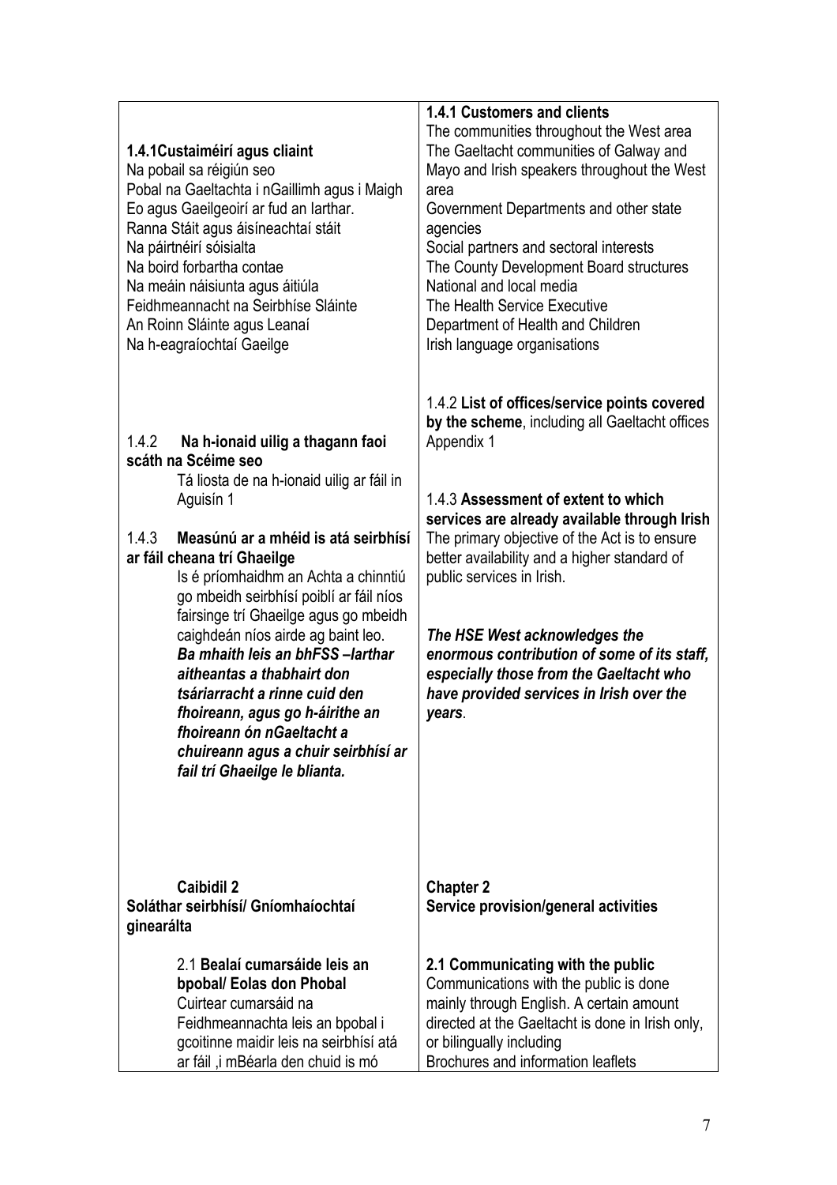| **1.4.1Custaiméirí agus cliaint**<br>Na pobail sa réigiún seo<br>Pobal na Gaeltachta i nGaillimh agus i Maigh Eo agus Gaeilgeoirí ar fud an Iarthar.<br>Ranna Stáit agus áisíneachtaí stáit<br>Na páirtnéirí sóisialta<br>Na boird forbartha contae<br>Na meáin náisiunta agus áitiúla<br>Feidhmeannacht na Seirbhíse Sláinte<br>An Roinn Sláinte agus Leanaí<br>Na h-eagraíochtaí Gaeilge | **1.4.1 Customers and clients**<br>The communities throughout the West area<br>The Gaeltacht communities of Galway and Mayo and Irish speakers throughout the West area<br>Government Departments and other state agencies<br>Social partners and sectoral interests<br>The County Development Board structures<br>National and local media<br>The Health Service Executive<br>Department of Health and Children<br>Irish language organisations |
|---|---|
| 1.4.2 **Na h-ionaid uilig a thagann faoi scáth na Scéime seo**<br>Tá liosta de na h-ionaid uilig ar fáil in Aguisín 1 | 1.4.2 **List of offices/service points covered by the scheme**, including all Gaeltacht offices Appendix 1 |
| 1.4.3 **Measúnú ar a mhéid is atá seirbhísí ar fáil cheana trí Ghaeilge**<br>Is é príomhaidhm an Achta a chinntiú go mbeidh seirbhísí poiblí ar fáil níos fairsinge trí Ghaeilge agus go mbeidh caighdeán níos airde ag baint leo.<br>***Ba mhaith leis an bhFSS –Iarthar aitheantas a thabhairt don tsáriarracht a rinne cuid den fhoireann, agus go h-áirithe an fhoireann ón nGaeltacht a chuireann agus a chuir seirbhísí ar fail trí Ghaeilge le blianta.*** | 1.4.3 **Assessment of extent to which services are already available through Irish**<br>The primary objective of the Act is to ensure better availability and a higher standard of public services in Irish.<br>***The HSE West acknowledges the enormous contribution of some of its staff, especially those from the Gaeltacht who have provided services in Irish over the years.*** |
| **Caibidil 2**<br>**Soláthar seirbhísí/ Gníomhaíochtaí ginearálta** | **Chapter 2**<br>**Service provision/general activities** |
| 2.1 **Bealaí cumarsáide leis an bpobal/ Eolas don Phobal**<br>Cuirtear cumarsáid na Feidhmeannachta leis an bpobal i gcoitinne maidir leis na seirbhísí atá ar fáil ,i mBéarla den chuid is mó | **2.1 Communicating with the public**<br>Communications with the public is done mainly through English. A certain amount directed at the Gaeltacht is done in Irish only, or bilingually including<br>Brochures and information leaflets |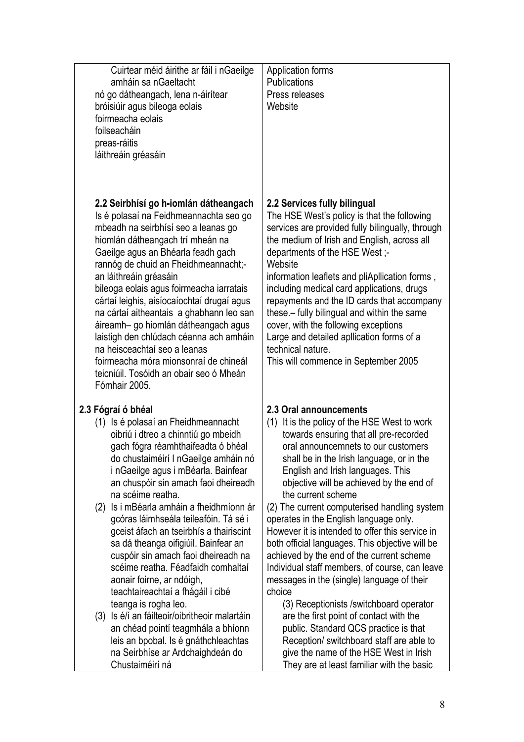| | |
|---|---|
| Cuirtear méid áirithe ar fáil i nGaeilge amháin sa nGaeltacht<br>nó go dátheangach, lena n-áirítear bróisiúir agus bileoga eolais<br>foirmeacha eolais<br>foilseacháin<br>preas-ráitis<br>láithreáin gréasáin | Application forms<br>Publications<br>Press releases<br>Website |
| **2.2 Seirbhísí go h-iomlán dátheangach**<br>Is é polasaí na Feidhmeannachta seo go mbeadh na seirbhísí seo a leanas go hiomlán dátheangach trí mheán na Gaeilge agus an Bhéarla feadh gach rannóg de chuid an Fheidhmeannacht;-<br>an láithreáin gréasáin<br>bileoga eolais agus foirmeacha iarratais cártaí leighis, aisíocaíochtaí drugaí agus na cártaí aitheantais a ghabhann leo san áireamh– go hiomlán dátheangach agus laistigh den chlúdach céanna ach amháin na heisceachtaí seo a leanas<br>foirmeacha móra mionsonraí de chineál teicniúil. Tosóidh an obair seo ó Mheán Fómhair 2005. | **2.2 Services fully bilingual**<br>The HSE West's policy is that the following services are provided fully bilingually, through the medium of Irish and English, across all departments of the HSE West ;-<br>Website<br>information leaflets and pliApllication forms , including medical card applications, drugs repayments and the ID cards that accompany these.– fully bilingual and within the same cover, with the following exceptions<br>Large and detailed apllication forms of a technical nature.<br>This will commence in September 2005 |
| **2.3 Fógraí ó bhéal**<br>(1) Is é polasaí an Fheidhmeannacht oibriú i dtreo a chinntiú go mbeidh gach fógra réamhthaifeadta ó bhéal do chustaiméirí I nGaeilge amháin nó i nGaeilge agus i mBéarla. Bainfear an chuspóir sin amach faoi dheireadh na scéime reatha.<br>(2) Is i mBéarla amháin a fheidhmíonn ár gcóras láimhseála teileafóin. Tá sé i gceist áfach an tseirbhís a thairiscint sa dá theanga oifigiúil. Bainfear an cuspóir sin amach faoi dheireadh na scéime reatha. Féadfaidh comhaltaí aonair foirne, ar ndóigh, teachtaireachtaí a fhágáil i cibé teanga is rogha leo.<br>(3) Is é/í an fáilteoir/oibritheoir malartáin an chéad pointí teagmhála a bhíonn leis an bpobal. Is é gnáthchleachtas na Seirbhíse ar Ardchaighdeán do Chustaiméirí ná | **2.3 Oral announcements**<br>(1) It is the policy of the HSE West to work towards ensuring that all pre-recorded oral announcemnets to our customers shall be in the Irish language, or in the English and Irish languages. This objective will be achieved by the end of the current scheme<br>(2) The current computerised handling system operates in the English language only. However it is intended to offer this service in both official languages. This objective will be achieved by the end of the current scheme Individual staff members, of course, can leave messages in the (single) language of their choice<br>(3) Receptionists /switchboard operator are the first point of contact with the public. Standard QCS practice is that Reception/ switchboard staff are able to give the name of the HSE West in Irish They are at least familiar with the basic |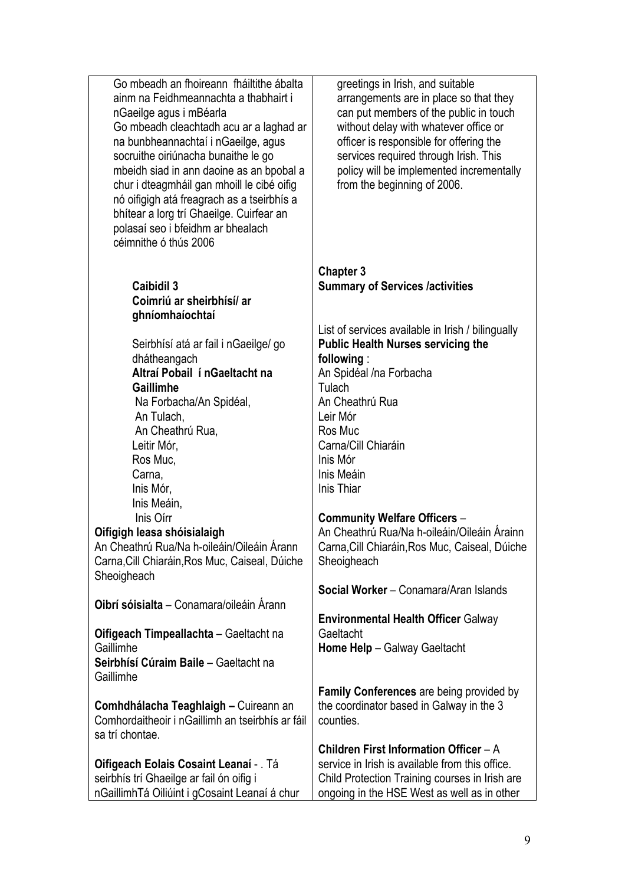| | |
|---|---|
| Go mbeadh an fhoireann fháiltithe ábalta ainm na Feidhmeannachta a thabhairt i nGaeilge agus i mBéarla<br>Go mbeadh cleachtadh acu ar a laghad ar na bunbheannachtaí i nGaeilge, agus socruithe oiriúnacha bunaithe le go mbeidh siad in ann daoine as an bpobal a chur i dteagmháil gan mhoill le cibé oifig nó oifigigh atá freagrach as a tseirbhís a bhítear a lorg trí Ghaeilge. Cuirfear an polasaí seo i bfeidhm ar bhealach céimnithe ó thús 2006 | greetings in Irish, and suitable arrangements are in place so that they can put members of the public in touch without delay with whatever office or officer is responsible for offering the services required through Irish. This policy will be implemented incrementally from the beginning of 2006. |
| **Caibidil 3**<br>**Coimriú ar sheirbhísí/ ar ghníomhaíochtaí** | **Chapter 3**<br>**Summary of Services /activities** |
| Seirbhísí atá ar fail i nGaeilge/ go dhátheangach | List of services available in Irish / bilingually |
| **Altraí Pobail í nGaeltacht na Gaillimhe**<br>Na Forbacha/An Spidéal,<br>An Tulach,<br>An Cheathrú Rua,<br>Leitir Mór,<br>Ros Muc,<br>Carna,<br>Inis Mór,<br>Inis Meáin,<br>Inis Oírr | **Public Health Nurses servicing the following** :<br>An Spidéal /na Forbacha<br>Tulach<br>An Cheathrú Rua<br>Leir Mór<br>Ros Muc<br>Carna/Cill Chiaráin<br>Inis Mór<br>Inis Meáin<br>Inis Thiar |
| **Oifigigh leasa shóisialaigh**<br>An Cheathrú Rua/Na h-oileáin/Oileáin Árann Carna,Cill Chiaráin,Ros Muc, Caiseal, Dúiche Sheoigheach | **Community Welfare Officers** –<br>An Cheathrú Rua/Na h-oileáin/Oileáin Árainn Carna,Cill Chiaráin,Ros Muc, Caiseal, Dúiche Sheoigheach |
| **Oibrí sóisialta** – Conamara/oileáin Árann | **Social Worker** – Conamara/Aran Islands |
| **Oifigeach Timpeallachta** – Gaeltacht na Gaillimhe | **Environmental Health Officer** Galway Gaeltacht |
| **Seirbhísí Cúraim Baile** – Gaeltacht na Gaillimhe | **Home Help** – Galway Gaeltacht |
| **Comhdhálacha Teaghlaigh –** Cuireann an Comhordaitheoir i nGaillimh an tseirbhís ar fáil sa trí chontae. | **Family Conferences** are being provided by the coordinator based in Galway in the 3 counties. |
| **Oifigeach Eolais Cosaint Leanaí** - . Tá seirbhís trí Ghaeilge ar fail ón oifig i nGaillimhTá Oiliúint i gCosaint Leanaí á chur | **Children First Information Officer** – A service in Irish is available from this office. Child Protection Training courses in Irish are ongoing in the HSE West as well as in other |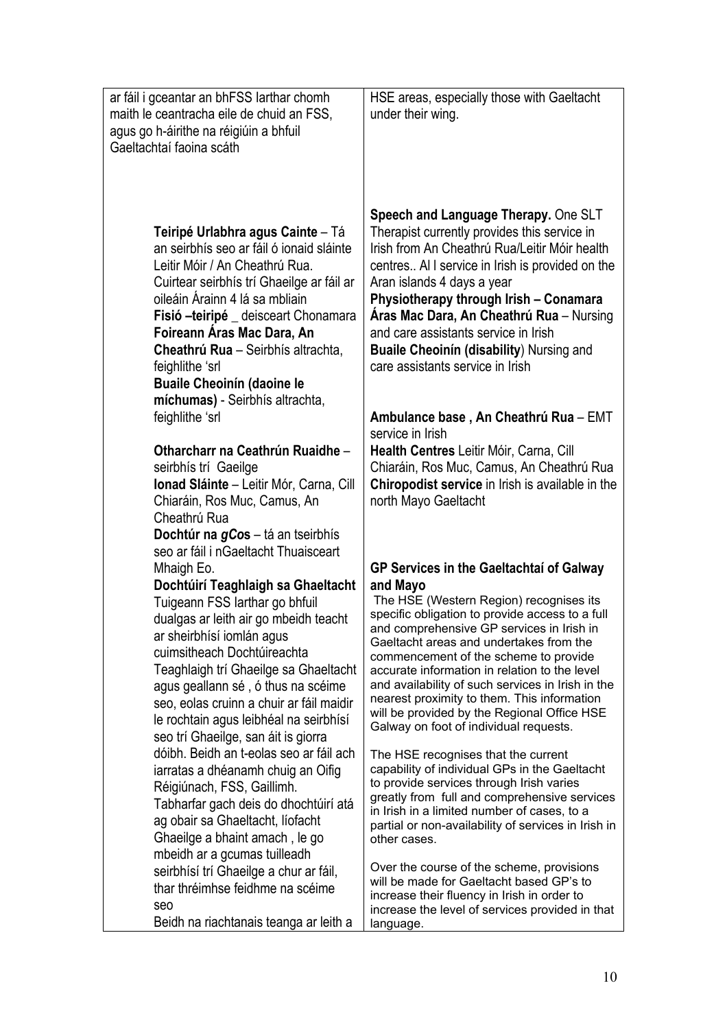| | |
|---|---|
| ar fáil i gceantar an bhFSS Iarthar chomh maith le ceantracha eile de chuid an FSS, agus go h-áirithe na réigiúin a bhfuil Gaeltachtaí faoina scáth | HSE areas, especially those with Gaeltacht under their wing. |
| **Teiripé Urlabhra agus Cainte** – Tá an seirbhís seo ar fáil ó ionaid sláinte Leitir Móir / An Cheathrú Rua. Cuirtear seirbhís trí Ghaeilge ar fáil ar oileáin Árainn 4 lá sa mbliain<br>**Fisió –teiripé** _ deisceart Chonamara<br>**Foireann Áras Mac Dara, An Cheathrú Rua** – Seirbhís altrachta, feighlithe 'srl<br>**Buaile Cheoinín (daoine le míchumas)** - Seirbhís altrachta, feighlithe 'srl<br><br>**Otharcharr na Ceathrún Ruaidhe** – seirbhís trí Gaeilge<br>**Ionad Sláinte** – Leitir Mór, Carna, Cill Chiaráin, Ros Muc, Camus, An Cheathrú Rua<br>**Dochtúr na *gCos*** – tá an tseirbhís seo ar fáil i nGaeltacht Thuaisceart Mhaigh Eo.<br>**Dochtúirí Teaghlaigh sa Ghaeltacht**<br>Tuigeann FSS Iarthar go bhfuil dualgas ar leith air go mbeidh teacht ar sheirbhísí iomlán agus cuimsitheach Dochtúireachta Teaghlaigh trí Ghaeilge sa Ghaeltacht agus geallann sé , ó thus na scéime seo, eolas cruinn a chuir ar fáil maidir le rochtain agus leibhéal na seirbhísí seo trí Ghaeilge, san áit is giorra dóibh. Beidh an t-eolas seo ar fáil ach iarratas a dhéanamh chuig an Oifig Réigiúnach, FSS, Gaillimh.<br>Tabharfar gach deis do dhochtúirí atá ag obair sa Ghaeltacht, líofacht Ghaeilge a bhaint amach , le go mbeidh ar a gcumas tuilleadh seirbhísí trí Ghaeilge a chur ar fáil, thar thréimhse feidhme na scéime seo<br>Beidh na riachtanais teanga ar leith a | **Speech and Language Therapy.** One SLT Therapist currently provides this service in Irish from An Cheathrú Rua/Leitir Móir health centres.. Al l service in Irish is provided on the Aran islands 4 days a year<br>**Physiotherapy through Irish – Conamara**<br>**Áras Mac Dara, An Cheathrú Rua** – Nursing and care assistants service in Irish<br>**Buaile Cheoinín (disability**) Nursing and care assistants service in Irish<br><br>**Ambulance base , An Cheathrú Rua** – EMT service in Irish<br>**Health Centres** Leitir Móir, Carna, Cill Chiaráin, Ros Muc, Camus, An Cheathrú Rua<br>**Chiropodist service** in Irish is available in the north Mayo Gaeltacht<br><br>**GP Services in the Gaeltachtaí of Galway and Mayo**<br>The HSE (Western Region) recognises its specific obligation to provide access to a full and comprehensive GP services in Irish in Gaeltacht areas and undertakes from the commencement of the scheme to provide accurate information in relation to the level and availability of such services in Irish in the nearest proximity to them. This information will be provided by the Regional Office HSE Galway on foot of individual requests.<br><br>The HSE recognises that the current capability of individual GPs in the Gaeltacht to provide services through Irish varies greatly from full and comprehensive services in Irish in a limited number of cases, to a partial or non-availability of services in Irish in other cases.<br><br>Over the course of the scheme, provisions will be made for Gaeltacht based GP's to increase their fluency in Irish in order to increase the level of services provided in that language. |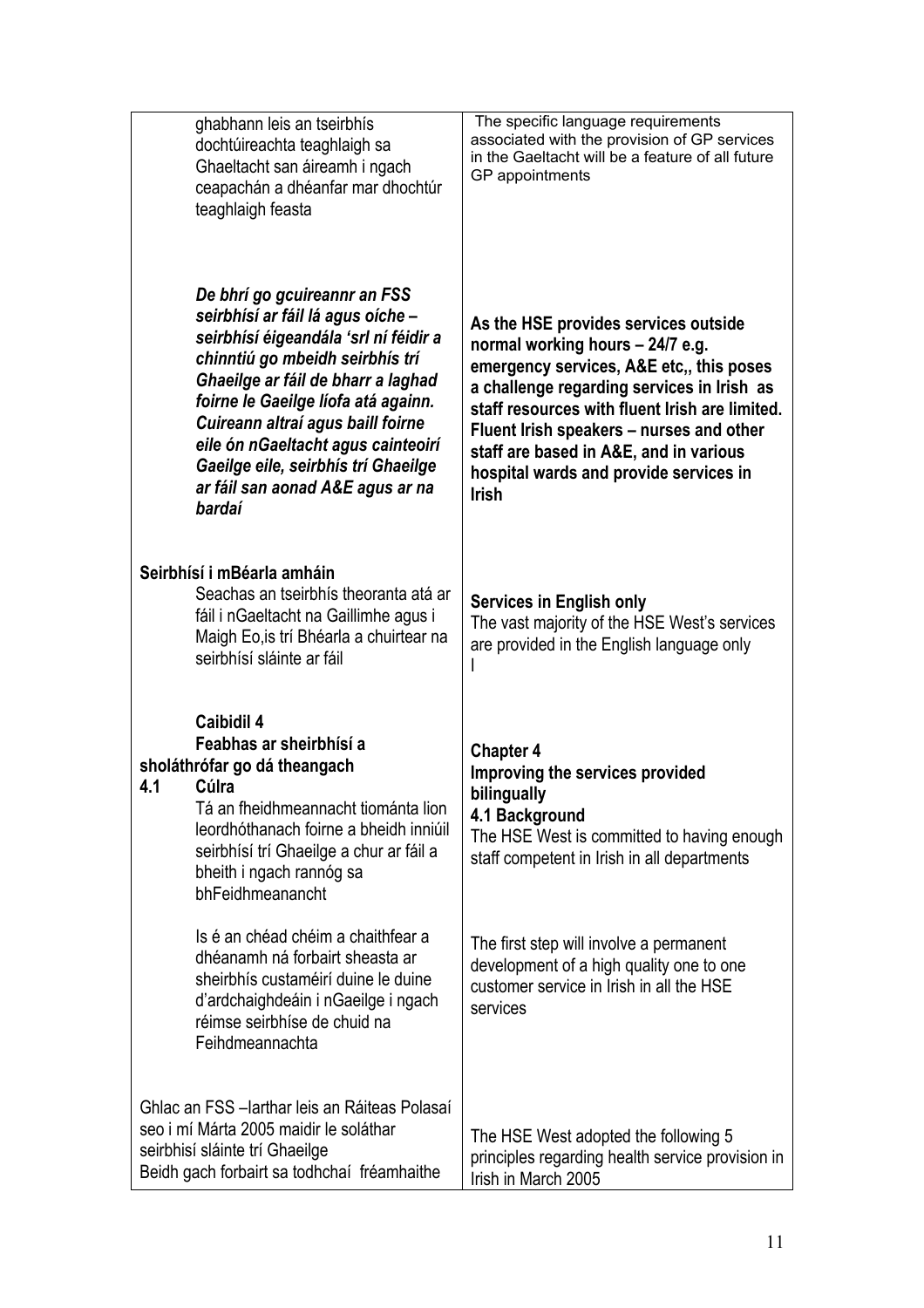| | |
|---|---|
| ghabhann leis an tseirbhís dochtúireachta teaghlaigh sa Ghaeltacht san áireamh i ngach ceapachán a dhéanfar mar dhochtúr teaghlaigh feasta | The specific language requirements associated with the provision of GP services in the Gaeltacht will be a feature of all future GP appointments |
| ***De bhrí go gcuireannr an FSS seirbhísí ar fáil lá agus oíche – seirbhísí éigeandála 'srl ní féidir a chinntiú go mbeidh seirbhís trí Ghaeilge ar fáil de bharr a laghad foirne le Gaeilge líofa atá againn. Cuireann altraí agus baill foirne eile ón nGaeltacht agus cainteoirí Gaeilge eile, seirbhís trí Ghaeilge ar fáil san aonad A&E agus ar na bardaí*** | **As the HSE provides services outside normal working hours – 24/7 e.g. emergency services, A&E etc,, this poses a challenge regarding services in Irish as staff resources with fluent Irish are limited. Fluent Irish speakers – nurses and other staff are based in A&E, and in various hospital wards and provide services in Irish** |
| **Seirbhísí i mBéarla amháin**<br>Seachas an tseirbhís theoranta atá ar fáil i nGaeltacht na Gaillimhe agus i Maigh Eo,is trí Bhéarla a chuirtear na seirbhísí sláinte ar fáil | **Services in English only**<br>The vast majority of the HSE West's services are provided in the English language only<br>I |
| **Caibidil 4**<br>**Feabhas ar sheirbhísí a sholáthrófar go dá theangach**<br>**4.1 Cúlra**<br>Tá an fheidhmeannacht tiománta lion leordhóthanach foirne a bheidh inniúil seirbhísí trí Ghaeilge a chur ar fáil a bheith i ngach rannóg sa bhFeidhmeanancht | **Chapter 4**<br>**Improving the services provided bilingually**<br>**4.1 Background**<br>The HSE West is committed to having enough staff competent in Irish in all departments |
| Is é an chéad chéim a chaithfear a dhéanamh ná forbairt sheasta ar sheirbhís custaméirí duine le duine d'ardchaighdeáin i nGaeilge i ngach réimse seirbhíse de chuid na Feihdmeannachta | The first step will involve a permanent development of a high quality one to one customer service in Irish in all the HSE services |
| Ghlac an FSS –Iarthar leis an Ráiteas Polasaí seo i mí Márta 2005 maidir le soláthar seirbhisí sláinte trí Ghaeilge<br>Beidh gach forbairt sa todhchaí fréamhaithe | The HSE West adopted the following 5 principles regarding health service provision in Irish in March 2005 |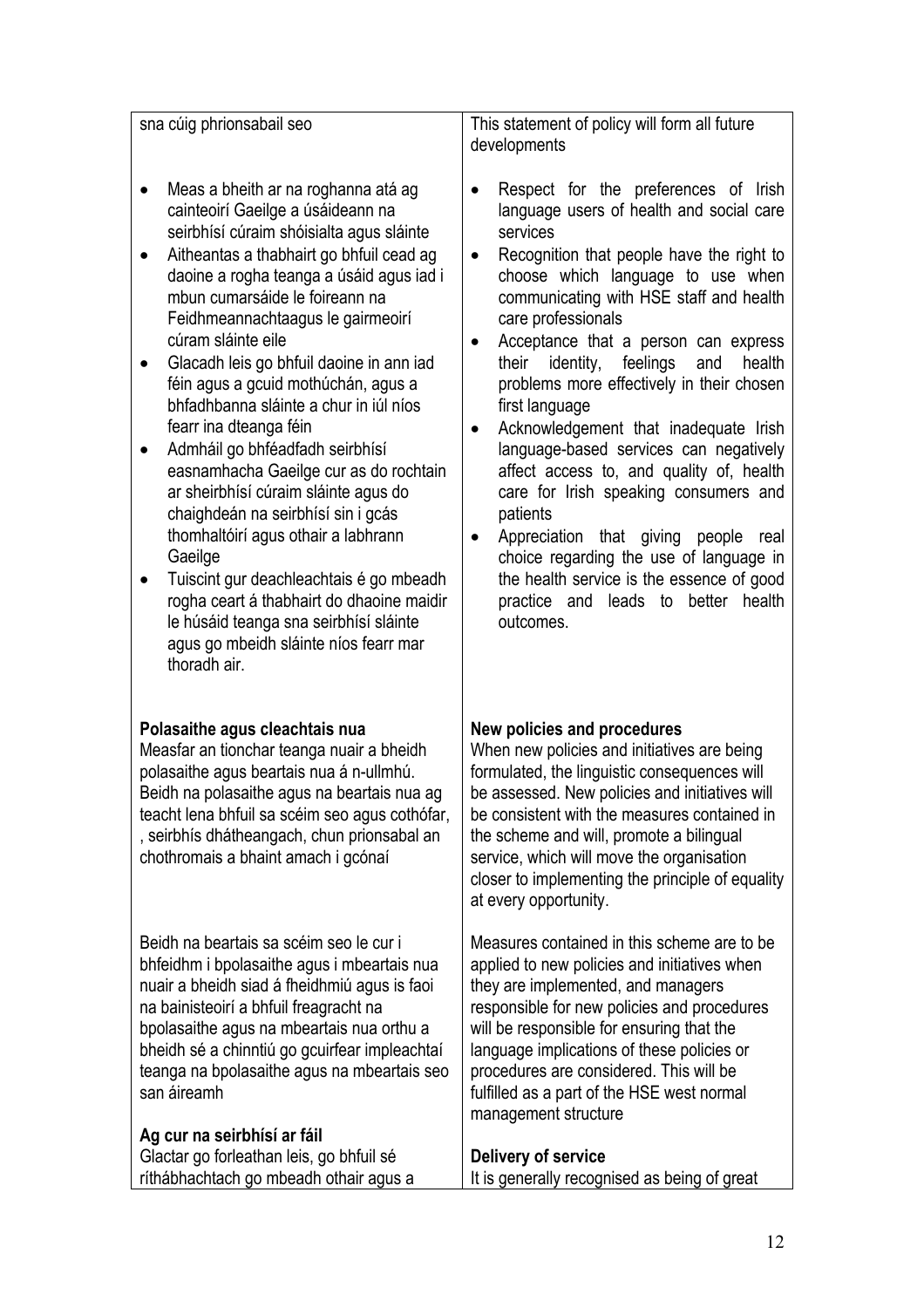| sna cúig phrionsabail seo | This statement of policy will form all future developments |
|---|---|
| • Meas a bheith ar na roghanna atá ag cainteoirí Gaeilge a úsáideann na seirbhísí cúraim shóisialta agus sláinte<br>• Aitheantas a thabhairt go bhfuil cead ag daoine a rogha teanga a úsáid agus iad i mbun cumarsáide le foireann na Feidhmeannachtaagus le gairmeoirí cúram sláinte eile<br>• Glacadh leis go bhfuil daoine in ann iad féin agus a gcuid mothúchán, agus a bhfadhbanna sláinte a chur in iúl níos fearr ina dteanga féin<br>• Admháil go bhféadfadh seirbhísí easnamhacha Gaeilge cur as do rochtain ar sheirbhísí cúraim sláinte agus do chaighdeán na seirbhísí sin i gcás thomhaltóirí agus othair a labhrann Gaeilge<br>• Tuiscint gur deachleachtais é go mbeadh rogha ceart á thabhairt do dhaoine maidir le húsáid teanga sna seirbhísí sláinte agus go mbeidh sláinte níos fearr mar thoradh air. | • Respect for the preferences of Irish language users of health and social care services<br>• Recognition that people have the right to choose which language to use when communicating with HSE staff and health care professionals<br>• Acceptance that a person can express their identity, feelings and health problems more effectively in their chosen first language<br>• Acknowledgement that inadequate Irish language-based services can negatively affect access to, and quality of, health care for Irish speaking consumers and patients<br>• Appreciation that giving people real choice regarding the use of language in the health service is the essence of good practice and leads to better health outcomes. |
| **Polasaithe agus cleachtais nua**<br>Measfar an tionchar teanga nuair a bheidh polasaithe agus beartais nua á n-ullmhú. Beidh na polasaithe agus na beartais nua ag teacht lena bhfuil sa scéim seo agus cothófar, , seirbhís dhátheangach, chun prionsabal an chothromais a bhaint amach i gcónaí | **New policies and procedures**<br>When new policies and initiatives are being formulated, the linguistic consequences will be assessed. New policies and initiatives will be consistent with the measures contained in the scheme and will, promote a bilingual service, which will move the organisation closer to implementing the principle of equality at every opportunity. |
| Beidh na beartais sa scéim seo le cur i bhfeidhm i bpolasaithe agus i mbeartais nua nuair a bheidh siad á fheidhmiú agus is faoi na bainisteoirí a bhfuil freagracht na bpolasaithe agus na mbeartais nua orthu a bheidh sé a chinntiú go gcuirfear impleachtaí teanga na bpolasaithe agus na mbeartais seo san áireamh | Measures contained in this scheme are to be applied to new policies and initiatives when they are implemented, and managers responsible for new policies and procedures will be responsible for ensuring that the language implications of these policies or procedures are considered. This will be fulfilled as a part of the HSE west normal management structure |
| **Ag cur na seirbhísí ar fáil**<br>Glactar go forleathan leis, go bhfuil sé ríthábhachtach go mbeadh othair agus a | **Delivery of service**<br>It is generally recognised as being of great |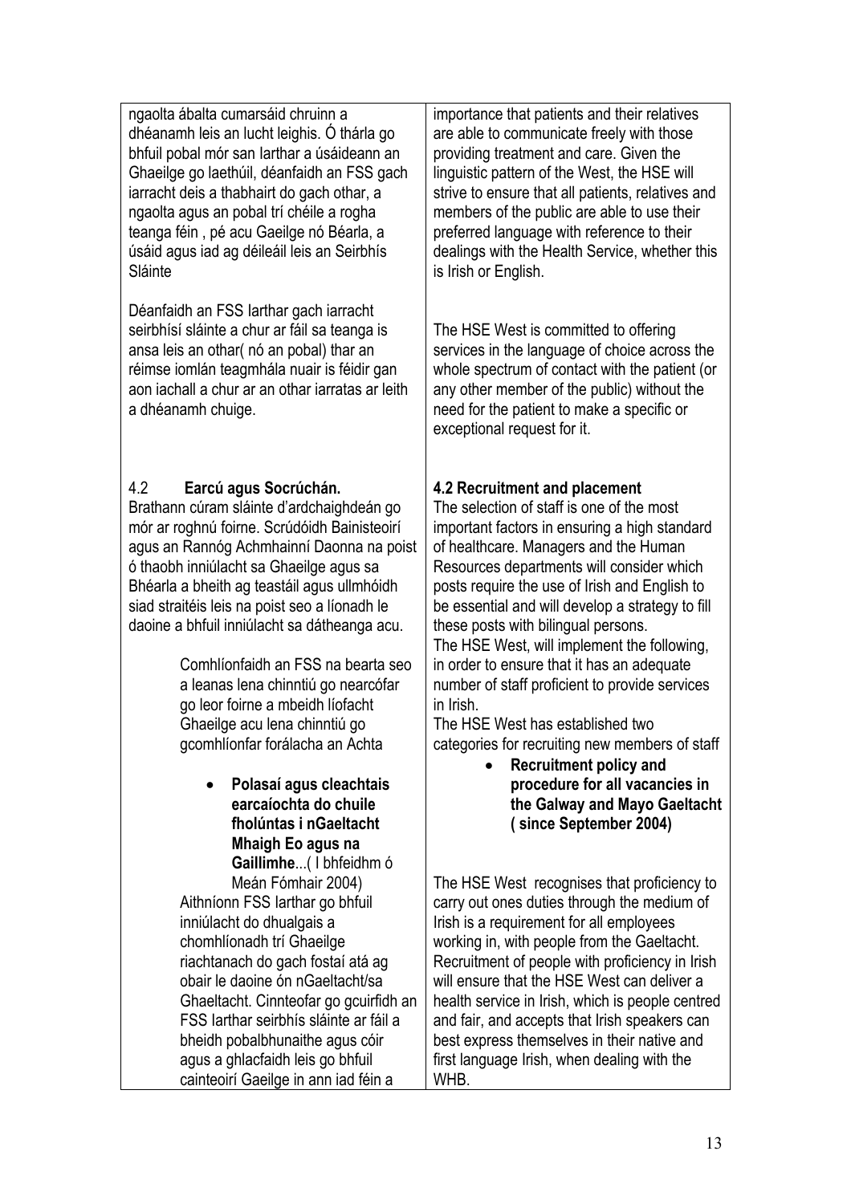| | |
|---|---|
| ngaolta ábalta cumarsáid chruinn a dhéanamh leis an lucht leighis. Ó thárla go bhfuil pobal mór san Iarthar a úsáideann an Ghaeilge go laethúil, déanfaidh an FSS gach iarracht deis a thabhairt do gach othar, a ngaolta agus an pobal trí chéile a rogha teanga féin , pé acu Gaeilge nó Béarla, a úsáid agus iad ag déileáil leis an Seirbhís Sláinte | importance that patients and their relatives are able to communicate freely with those providing treatment and care. Given the linguistic pattern of the West, the HSE will strive to ensure that all patients, relatives and members of the public are able to use their preferred language with reference to their dealings with the Health Service, whether this is Irish or English. |
| Déanfaidh an FSS Iarthar gach iarracht seirbhísí sláinte a chur ar fáil sa teanga is ansa leis an othar( nó an pobal) thar an réimse iomlán teagmhála nuair is féidir gan aon iachall a chur ar an othar iarratas ar leith a dhéanamh chuige. | The HSE West is committed to offering services in the language of choice across the whole spectrum of contact with the patient (or any other member of the public) without the need for the patient to make a specific or exceptional request for it. |
| 4.2 **Earcú agus Socrúchán.**<br>Brathann cúram sláinte d'ardchaighdeán go mór ar roghnú foirne. Scrúdóidh Bainisteoirí agus an Rannóg Achmhainní Daonna na poist ó thaobh inniúlacht sa Ghaeilge agus sa Bhéarla a bheith ag teastáil agus ullmhóidh siad straitéis leis na poist seo a líonadh le daoine a bhfuil inniúlacht sa dátheanga acu.<br><br>Comhlíonfaidh an FSS na bearta seo a leanas lena chinntiú go nearcófar go leor foirne a mbeidh líofacht Ghaeilge acu lena chinntiú go gcomhlíonfar forálacha an Achta<br><br>• **Polasaí agus cleachtais earcaíochta do chuile fholúntas i nGaeltacht Mhaigh Eo agus na Gaillimhe**...( I bhfeidhm ó Meán Fómhair 2004)<br><br>Aithníonn FSS Iarthar go bhfuil inniúlacht do dhualgais a chomhlíonadh trí Ghaeilge riachtanach do gach fostaí atá ag obair le daoine ón nGaeltacht/sa Ghaeltacht. Cinnteofar go gcuirfidh an FSS Iarthar seirbhís sláinte ar fáil a bheidh pobalbhunaithe agus cóir agus a ghlacfaidh leis go bhfuil cainteoirí Gaeilge in ann iad féin a | **4.2 Recruitment and placement**<br>The selection of staff is one of the most important factors in ensuring a high standard of healthcare. Managers and the Human Resources departments will consider which posts require the use of Irish and English to be essential and will develop a strategy to fill these posts with bilingual persons.<br>The HSE West, will implement the following, in order to ensure that it has an adequate number of staff proficient to provide services in Irish.<br>The HSE West has established two categories for recruiting new members of staff<br><br>• **Recruitment policy and procedure for all vacancies in the Galway and Mayo Gaeltacht ( since September 2004)**<br><br>The HSE West recognises that proficiency to carry out ones duties through the medium of Irish is a requirement for all employees working in, with people from the Gaeltacht. Recruitment of people with proficiency in Irish will ensure that the HSE West can deliver a health service in Irish, which is people centred and fair, and accepts that Irish speakers can best express themselves in their native and first language Irish, when dealing with the WHB. |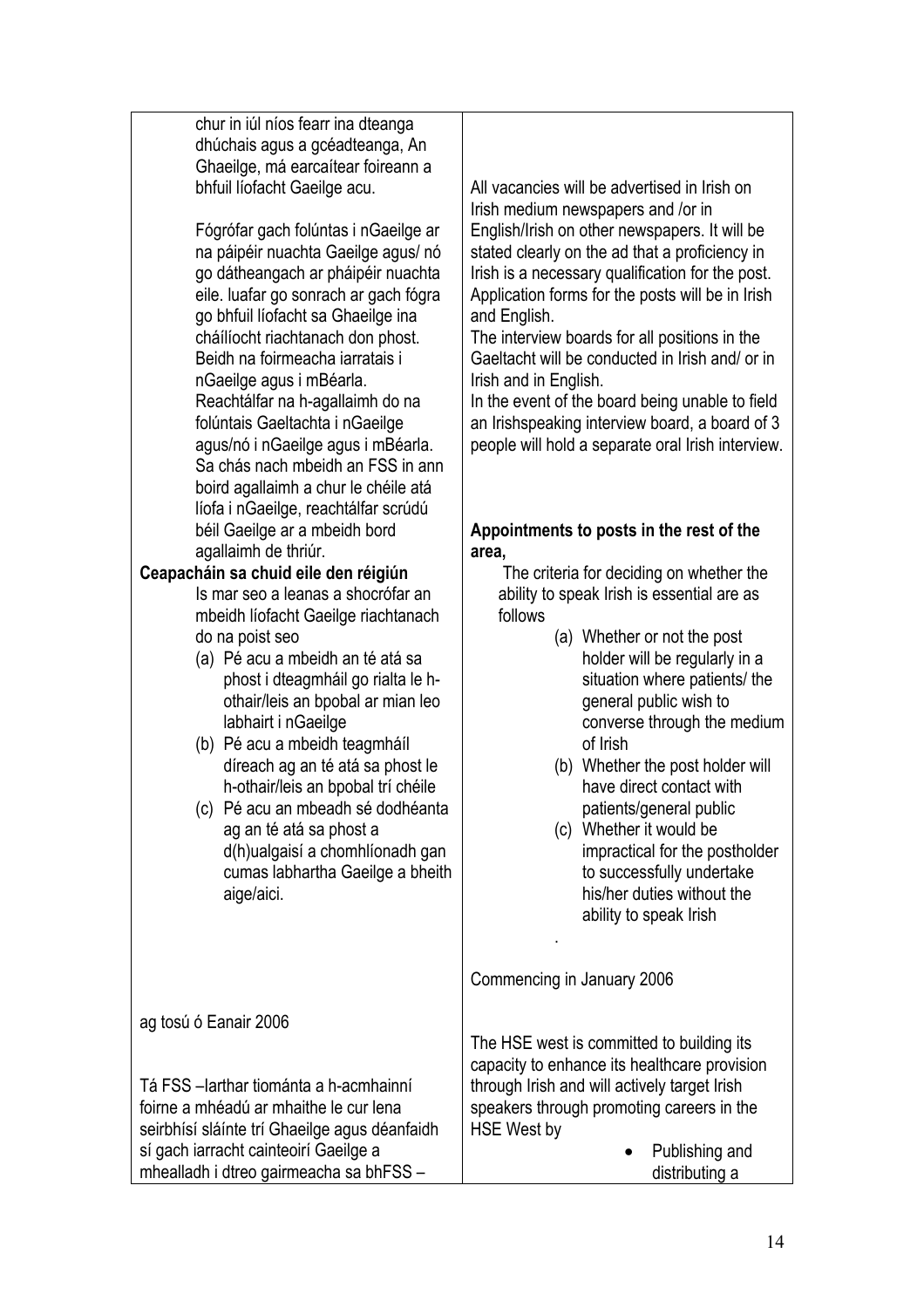| | |
|---|---|
| chur in iúl níos fearr ina dteanga dhúchais agus a gcéadteanga, An Ghaeilge, má earcaítear foireann a bhfuil líofacht Gaeilge acu.<br><br>Fógrófar gach folúntas i nGaeilge ar na páipéir nuachta Gaeilge agus/ nó go dátheangach ar pháipéir nuachta eile. luafar go sonrach ar gach fógra go bhfuil líofacht sa Ghaeilge ina cháilíocht riachtanach don phost. Beidh na foirmeacha iarratais i nGaeilge agus i mBéarla. Reachtálfar na h-agallaimh do na folúntais Gaeltachta i nGaeilge agus/nó i nGaeilge agus i mBéarla. Sa chás nach mbeidh an FSS in ann boird agallaimh a chur le chéile atá líofa i nGaeilge, reachtálfar scrúdú béil Gaeilge ar a mbeidh bord agallaimh de thriúr.<br><br>**Ceapacháin sa chuid eile den réigiún**<br>Is mar seo a leanas a shocrófar an mbeidh líofacht Gaeilge riachtanach do na poist seo<br>(a) Pé acu a mbeidh an té atá sa phost i dteagmháil go rialta le h-othair/leis an bpobal ar mian leo labhairt i nGaeilge<br>(b) Pé acu a mbeidh teagmháil díreach ag an té atá sa phost le h-othair/leis an bpobal trí chéile<br>(c) Pé acu an mbeadh sé dodhéanta ag an té atá sa phost a d(h)ualgaisí a chomhlíonadh gan cumas labhartha Gaeilge a bheith aige/aici. | All vacancies will be advertised in Irish on Irish medium newspapers and /or in English/Irish on other newspapers. It will be stated clearly on the ad that a proficiency in Irish is a necessary qualification for the post. Application forms for the posts will be in Irish and English.<br>The interview boards for all positions in the Gaeltacht will be conducted in Irish and/ or in Irish and in English.<br>In the event of the board being unable to field an Irishspeaking interview board, a board of 3 people will hold a separate oral Irish interview.<br><br>**Appointments to posts in the rest of the area,**<br>The criteria for deciding on whether the ability to speak Irish is essential are as follows<br>(a) Whether or not the post holder will be regularly in a situation where patients/ the general public wish to converse through the medium of Irish<br>(b) Whether the post holder will have direct contact with patients/general public<br>(c) Whether it would be impractical for the postholder to successfully undertake his/her duties without the ability to speak Irish<br>. |
| ag tosú ó Eanair 2006 | Commencing in January 2006 |
| Tá FSS –Iarthar tiománta a h-acmhainní foirne a mhéadú ar mhaithe le cur lena seirbhísí sláinte trí Ghaeilge agus déanfaidh sí gach iarracht cainteoirí Gaeilge a mhealladh i dtreo gairmeacha sa bhFSS – | The HSE west is committed to building its capacity to enhance its healthcare provision through Irish and will actively target Irish speakers through promoting careers in the HSE West by<br>• Publishing and distributing a |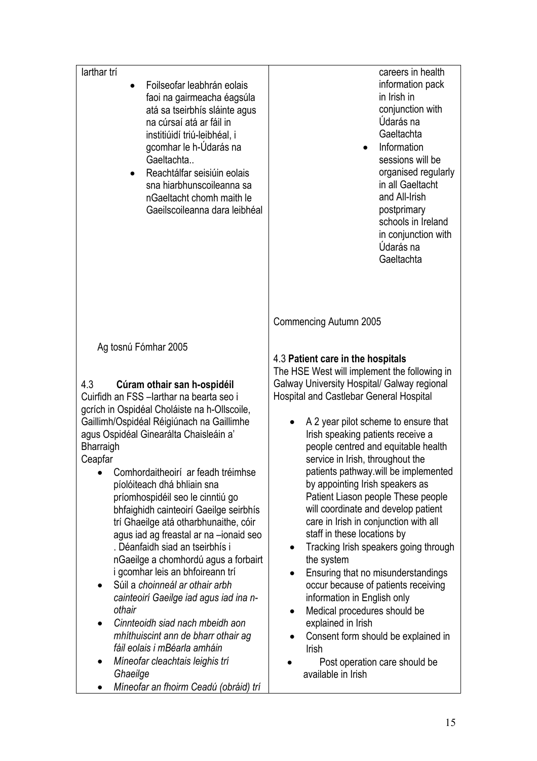| Iarthar trí<br>• Foilseofar leabhrán eolais faoi na gairmeacha éagsúla atá sa tseirbhís sláinte agus na cúrsaí atá ar fáil in institiúidí triú-leibhéal, i gcomhar le h-Údarás na Gaeltachta..<br>• Reachtálfar seisiúin eolais sna hiarbhunscoileanna sa nGaeltacht chomh maith le Gaeilscoileanna dara leibhéal<br><br>Ag tosnú Fómhar 2005<br><br>4.3 **Cúram othair san h-ospidéil**<br>Cuirfidh an FSS –Iarthar na bearta seo i gcrích in Ospidéal Choláiste na h-Ollscoile, Gaillimh/Ospidéal Réigiúnach na Gaillimhe agus Ospidéal Ginearálta Chaisleáin a' Bharraigh<br>Ceapfar<br>• Comhordaitheoirí ar feadh tréimhse píolóiteach dhá bhliain sna príomhospidéil seo le cinntiú go bhfaighidh cainteoirí Gaeilge seirbhís trí Ghaeilge atá otharbhunaithe, cóir agus iad ag freastal ar na –ionaid seo . Déanfaidh siad an tseirbhís i nGaeilge a chomhordú agus a forbairt i gcomhar leis an bhfoireann trí<br>• Súil a *choinneál ar othair arbh cainteoirí Gaeilge iad agus iad ina n-othair*<br>• *Cinnteoidh siad nach mbeidh aon mhíthuiscint ann de bharr othair ag fáil eolais i mBéarla amháin*<br>• *Míneofar cleachtais leighis trí Ghaeilge*<br>• *Míneofar an fhoirm Ceadú (obráid) trí* | careers in health information pack in Irish in conjunction with Údarás na Gaeltachta<br>• Information sessions will be organised regularly in all Gaeltacht and All-Irish postprimary schools in Ireland in conjunction with Údarás na Gaeltachta<br><br>Commencing Autumn 2005<br><br>4.3 **Patient care in the hospitals**<br>The HSE West will implement the following in Galway University Hospital/ Galway regional Hospital and Castlebar General Hospital<br>• A 2 year pilot scheme to ensure that Irish speaking patients receive a people centred and equitable health service in Irish, throughout the patients pathway.will be implemented by appointing Irish speakers as Patient Liason people These people will coordinate and develop patient care in Irish in conjunction with all staff in these locations by<br>• Tracking Irish speakers going through the system<br>• Ensuring that no misunderstandings occur because of patients receiving information in English only<br>• Medical procedures should be explained in Irish<br>• Consent form should be explained in Irish<br>• Post operation care should be available in Irish |
|---|---|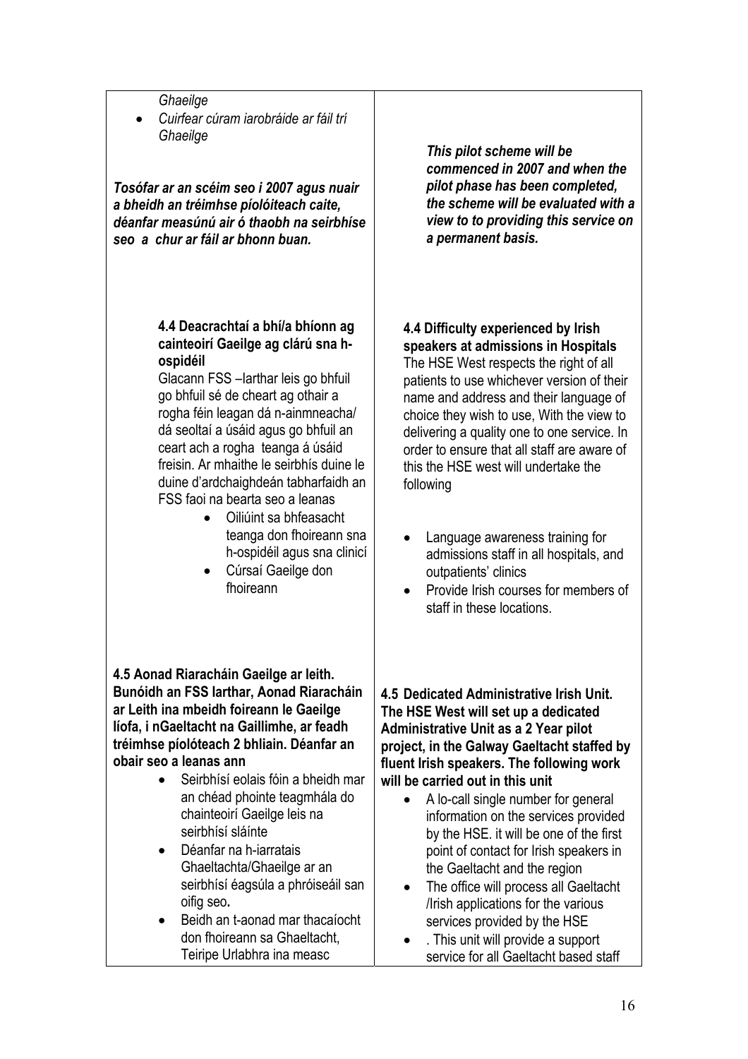| | |
|---|---|
| *Ghaeilge*<br>• *Cuirfear cúram iarobráide ar fáil trí Ghaeilge*<br><br>***Tosófar ar an scéim seo i 2007 agus nuair a bheidh an tréimhse píolóiteach caite, déanfar measúnú air ó thaobh na seirbhíse seo a chur ar fáil ar bhonn buan.*** | ***This pilot scheme will be commenced in 2007 and when the pilot phase has been completed, the scheme will be evaluated with a view to to providing this service on a permanent basis.*** |
| **4.4 Deacrachtaí a bhí/a bhíonn ag cainteoirí Gaeilge ag clárú sna h-ospidéil**<br>Glacann FSS –Iarthar leis go bhfuil go bhfuil sé de cheart ag othair a rogha féin leagan dá n-ainmneacha/ dá seoltaí a úsáid agus go bhfuil an ceart ach a rogha teanga á úsáid freisin. Ar mhaithe le seirbhís duine le duine d'ardchaighdeán tabharfaidh an FSS faoi na bearta seo a leanas<br>• Oiliúint sa bhfeasacht teanga don fhoireann sna h-ospidéil agus sna clinicí<br>• Cúrsaí Gaeilge don fhoireann | **4.4 Difficulty experienced by Irish speakers at admissions in Hospitals**<br>The HSE West respects the right of all patients to use whichever version of their name and address and their language of choice they wish to use, With the view to delivering a quality one to one service. In order to ensure that all staff are aware of this the HSE west will undertake the following<br>• Language awareness training for admissions staff in all hospitals, and outpatients' clinics<br>• Provide Irish courses for members of staff in these locations. |
| **4.5 Aonad Riaracháin Gaeilge ar leith. Bunóidh an FSS Iarthar, Aonad Riaracháin ar Leith ina mbeidh foireann le Gaeilge líofa, i nGaeltacht na Gaillimhe, ar feadh tréimhse píolóteach 2 bhliain. Déanfar an obair seo a leanas ann**<br>• Seirbhísí eolais fóin a bheidh mar an chéad phointe teagmhála do chainteoirí Gaeilge leis na seirbhísí sláinte<br>• Déanfar na h-iarratais Ghaeltachta/Ghaeilge ar an seirbhísí éagsúla a phróiseáil san oifig seo**.**<br>• Beidh an t-aonad mar thacaíocht don fhoireann sa Ghaeltacht, Teiripe Urlabhra ina measc | **4.5 Dedicated Administrative Irish Unit. The HSE West will set up a dedicated Administrative Unit as a 2 Year pilot project, in the Galway Gaeltacht staffed by fluent Irish speakers. The following work will be carried out in this unit**<br>• A lo-call single number for general information on the services provided by the HSE. it will be one of the first point of contact for Irish speakers in the Gaeltacht and the region<br>• The office will process all Gaeltacht /Irish applications for the various services provided by the HSE<br>• . This unit will provide a support service for all Gaeltacht based staff |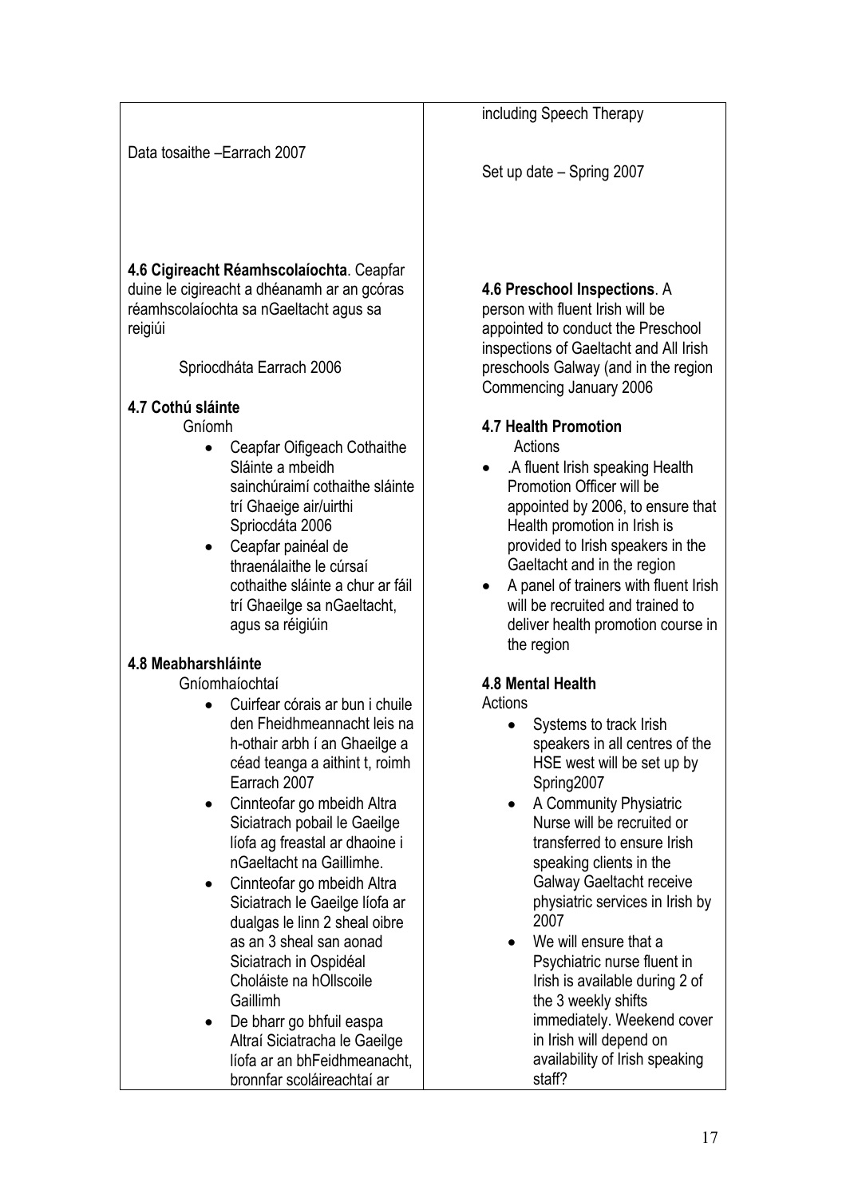| | |
|---|---|
| Data tosaithe –Earrach 2007 | including Speech Therapy<br><br>Set up date – Spring 2007 |
| **4.6 Cigireacht Réamhscolaíochta**. Ceapfar duine le cigireacht a dhéanamh ar an gcóras réamhscolaíochta sa nGaeltacht agus sa reigiúi<br><br>Spriocdháta Earrach 2006<br><br>**4.7 Cothú sláinte**<br>Gníomh<br>• Ceapfar Oifigeach Cothaithe Sláinte a mbeidh sainchúraimí cothaithe sláinte trí Ghaeige air/uirthi Spriocdáta 2006<br>• Ceapfar painéal de thraenálaithe le cúrsaí cothaithe sláinte a chur ar fáil trí Ghaeilge sa nGaeltacht, agus sa réigiúin<br><br>**4.8 Meabharshláinte**<br>Gníomhaíochtaí<br>• Cuirfear córais ar bun i chuile den Fheidhmeannacht leis na h-othair arbh í an Ghaeilge a céad teanga a aithint t, roimh Earrach 2007<br>• Cinnteofar go mbeidh Altra Siciatrach pobail le Gaeilge líofa ag freastal ar dhaoine i nGaeltacht na Gaillimhe.<br>• Cinnteofar go mbeidh Altra Siciatrach le Gaeilge líofa ar dualgas le linn 2 sheal oibre as an 3 sheal san aonad Siciatrach in Ospidéal Choláiste na hOllscoile Gaillimh<br>• De bharr go bhfuil easpa Altraí Siciatracha le Gaeilge líofa ar an bhFeidhmeanacht, bronnfar scoláireachtaí ar | **4.6 Preschool Inspections**. A person with fluent Irish will be appointed to conduct the Preschool inspections of Gaeltacht and All Irish preschools Galway (and in the region Commencing January 2006<br><br>**4.7 Health Promotion**<br>Actions<br>• .A fluent Irish speaking Health Promotion Officer will be appointed by 2006, to ensure that Health promotion in Irish is provided to Irish speakers in the Gaeltacht and in the region<br>• A panel of trainers with fluent Irish will be recruited and trained to deliver health promotion course in the region<br><br>**4.8 Mental Health**<br>Actions<br>• Systems to track Irish speakers in all centres of the HSE west will be set up by Spring2007<br>• A Community Physiatric Nurse will be recruited or transferred to ensure Irish speaking clients in the Galway Gaeltacht receive physiatric services in Irish by 2007<br>• We will ensure that a Psychiatric nurse fluent in Irish is available during 2 of the 3 weekly shifts immediately. Weekend cover in Irish will depend on availability of Irish speaking staff? |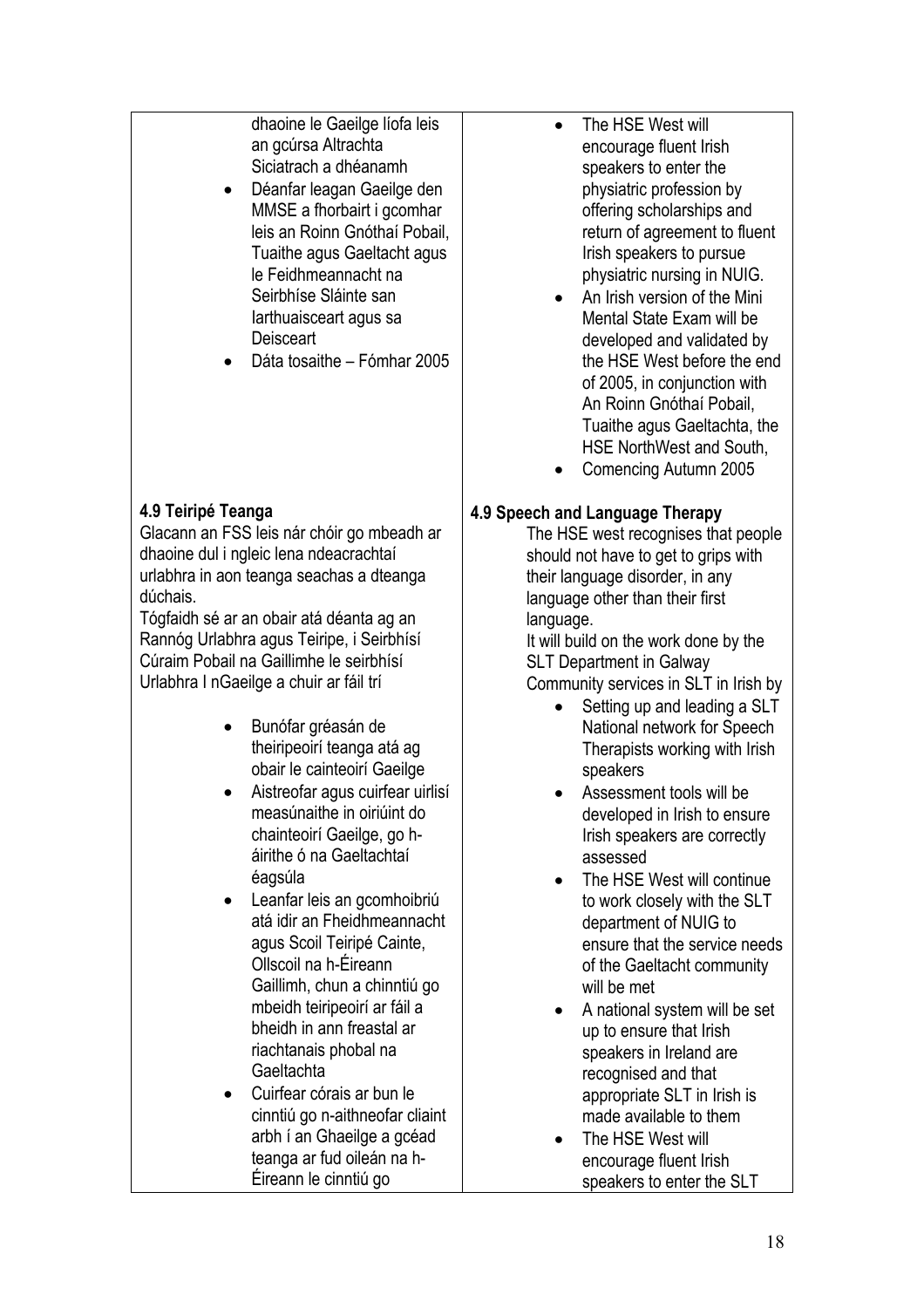| | |
|---|---|
| dhaoine le Gaeilge líofa leis an gcúrsa Altrachta Siciatrach a dhéanamh<br>• Déanfar leagan Gaeilge den MMSE a fhorbairt i gcomhar leis an Roinn Gnóthaí Pobail, Tuaithe agus Gaeltacht agus le Feidhmeannacht na Seirbhíse Sláinte san Iarthuaisceart agus sa Deisceart<br>• Dáta tosaithe – Fómhar 2005 | • The HSE West will encourage fluent Irish speakers to enter the physiatric profession by offering scholarships and return of agreement to fluent Irish speakers to pursue physiatric nursing in NUIG.<br>• An Irish version of the Mini Mental State Exam will be developed and validated by the HSE West before the end of 2005, in conjunction with An Roinn Gnóthaí Pobail, Tuaithe agus Gaeltachta, the HSE NorthWest and South,<br>• Comencing Autumn 2005 |
| **4.9 Teiripé Teanga**<br>Glacann an FSS leis nár chóir go mbeadh ar dhaoine dul i ngleic lena ndeacrachtaí urlabhra in aon teanga seachas a dteanga dúchais.<br>Tógfaidh sé ar an obair atá déanta ag an Rannóg Urlabhra agus Teiripe, i Seirbhísí Cúraim Pobail na Gaillimhe le seirbhísí Urlabhra I nGaeilge a chuir ar fáil trí<br>• Bunófar gréasán de theiripeoirí teanga atá ag obair le cainteoirí Gaeilge<br>• Aistreofar agus cuirfear uirlisí measúnaithe in oiriúint do chainteoirí Gaeilge, go h-áirithe ó na Gaeltachtaí éagsúla<br>• Leanfar leis an gcomhoibriú atá idir an Fheidhmeannacht agus Scoil Teiripé Cainte, Ollscoil na h-Éireann Gaillimh, chun a chinntiú go mbeidh teiripeoirí ar fáil a bheidh in ann freastal ar riachtanais phobal na Gaeltachta<br>• Cuirfear córais ar bun le cinntiú go n-aithneofar cliaint arbh í an Ghaeilge a gcéad teanga ar fud oileán na h-Éireann le cinntiú go | **4.9 Speech and Language Therapy**<br>The HSE west recognises that people should not have to get to grips with their language disorder, in any language other than their first language.<br>It will build on the work done by the SLT Department in Galway Community services in SLT in Irish by<br>• Setting up and leading a SLT National network for Speech Therapists working with Irish speakers<br>• Assessment tools will be developed in Irish to ensure Irish speakers are correctly assessed<br>• The HSE West will continue to work closely with the SLT department of NUIG to ensure that the service needs of the Gaeltacht community will be met<br>• A national system will be set up to ensure that Irish speakers in Ireland are recognised and that appropriate SLT in Irish is made available to them<br>• The HSE West will encourage fluent Irish speakers to enter the SLT |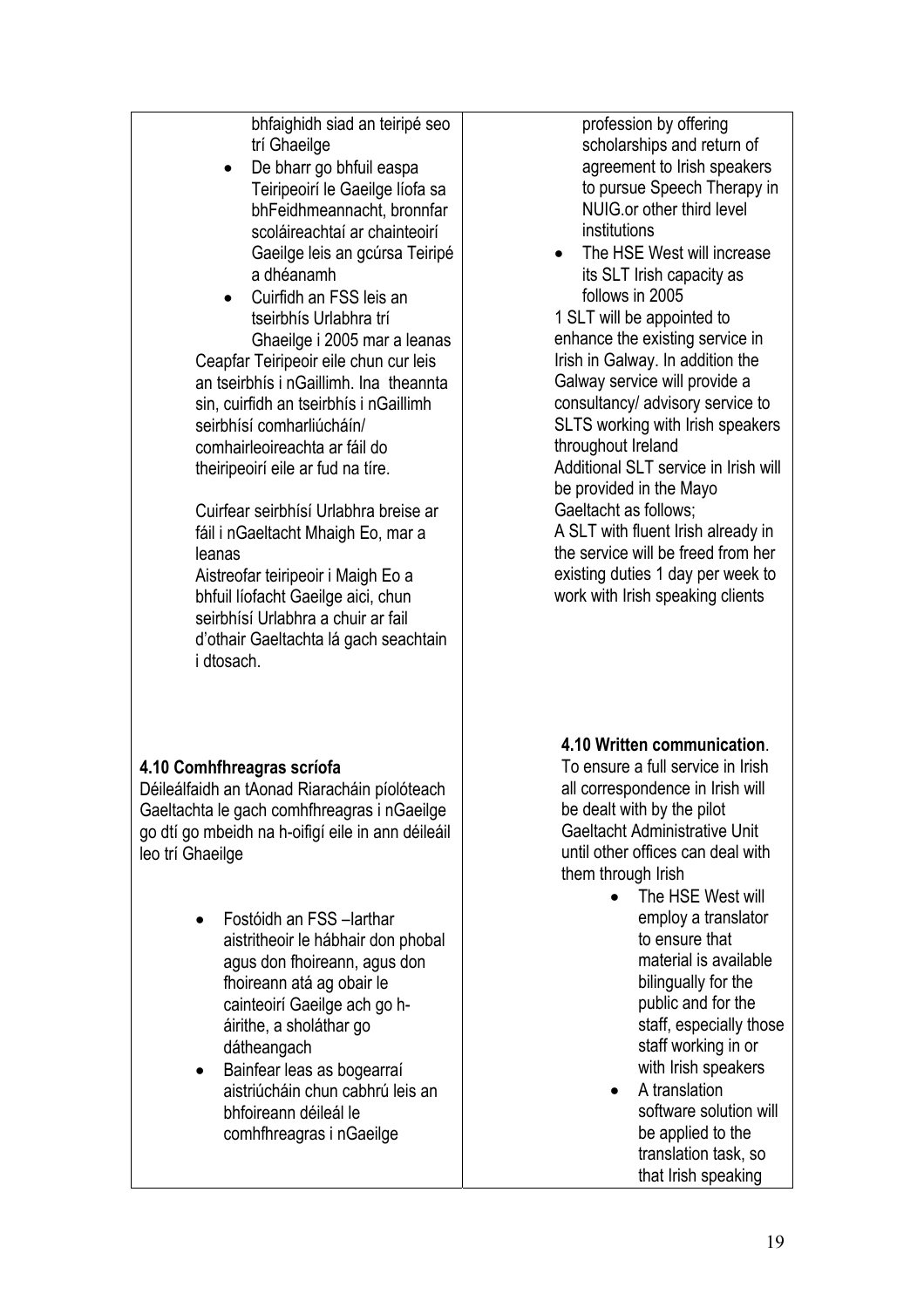| | |
|---|---|
| bhfaighidh siad an teiripé seo trí Ghaeilge<br>• De bharr go bhfuil easpa Teiripeoirí le Gaeilge líofa sa bhFeidhmeannacht, bronnfar scoláireachtaí ar chainteoirí Gaeilge leis an gcúrsa Teiripé a dhéanamh<br>• Cuirfidh an FSS leis an tseirbhís Urlabhra trí Ghaeilge i 2005 mar a leanas<br>Ceapfar Teiripeoir eile chun cur leis an tseirbhís i nGaillimh. Ina theannta sin, cuirfidh an tseirbhís i nGaillimh seirbhísí comharliúcháin/ comhairleoireachta ar fáil do theiripeoirí eile ar fud na tíre.<br><br>Cuirfear seirbhísí Urlabhra breise ar fáil i nGaeltacht Mhaigh Eo, mar a leanas<br>Aistreofar teiripeoir i Maigh Eo a bhfuil líofacht Gaeilge aici, chun seirbhísí Urlabhra a chuir ar fail d'othair Gaeltachta lá gach seachtain i dtosach. | profession by offering scholarships and return of agreement to Irish speakers to pursue Speech Therapy in NUIG.or other third level institutions<br>• The HSE West will increase its SLT Irish capacity as follows in 2005<br>1 SLT will be appointed to enhance the existing service in Irish in Galway. In addition the Galway service will provide a consultancy/ advisory service to SLTS working with Irish speakers throughout Ireland<br>Additional SLT service in Irish will be provided in the Mayo Gaeltacht as follows;<br>A SLT with fluent Irish already in the service will be freed from her existing duties 1 day per week to work with Irish speaking clients |
| **4.10 Comhfhreagras scríofa**<br>Déileálfaidh an tAonad Riaracháin píolóteach Gaeltachta le gach comhfhreagras i nGaeilge go dtí go mbeidh na h-oifigí eile in ann déileáil leo trí Ghaeilge<br><br>• Fostóidh an FSS –Iarthar aistritheoir le hábhair don phobal agus don fhoireann, agus don fhoireann atá ag obair le cainteoirí Gaeilge ach go h-áirithe, a sholáthar go dátheangach<br>• Bainfear leas as bogearraí aistriúcháin chun cabhrú leis an bhfoireann déileál le comhfhreagras i nGaeilge | **4.10 Written communication**.<br>To ensure a full service in Irish all correspondence in Irish will be dealt with by the pilot Gaeltacht Administrative Unit until other offices can deal with them through Irish<br>• The HSE West will employ a translator to ensure that material is available bilingually for the public and for the staff, especially those staff working in or with Irish speakers<br>• A translation software solution will be applied to the translation task, so that Irish speaking |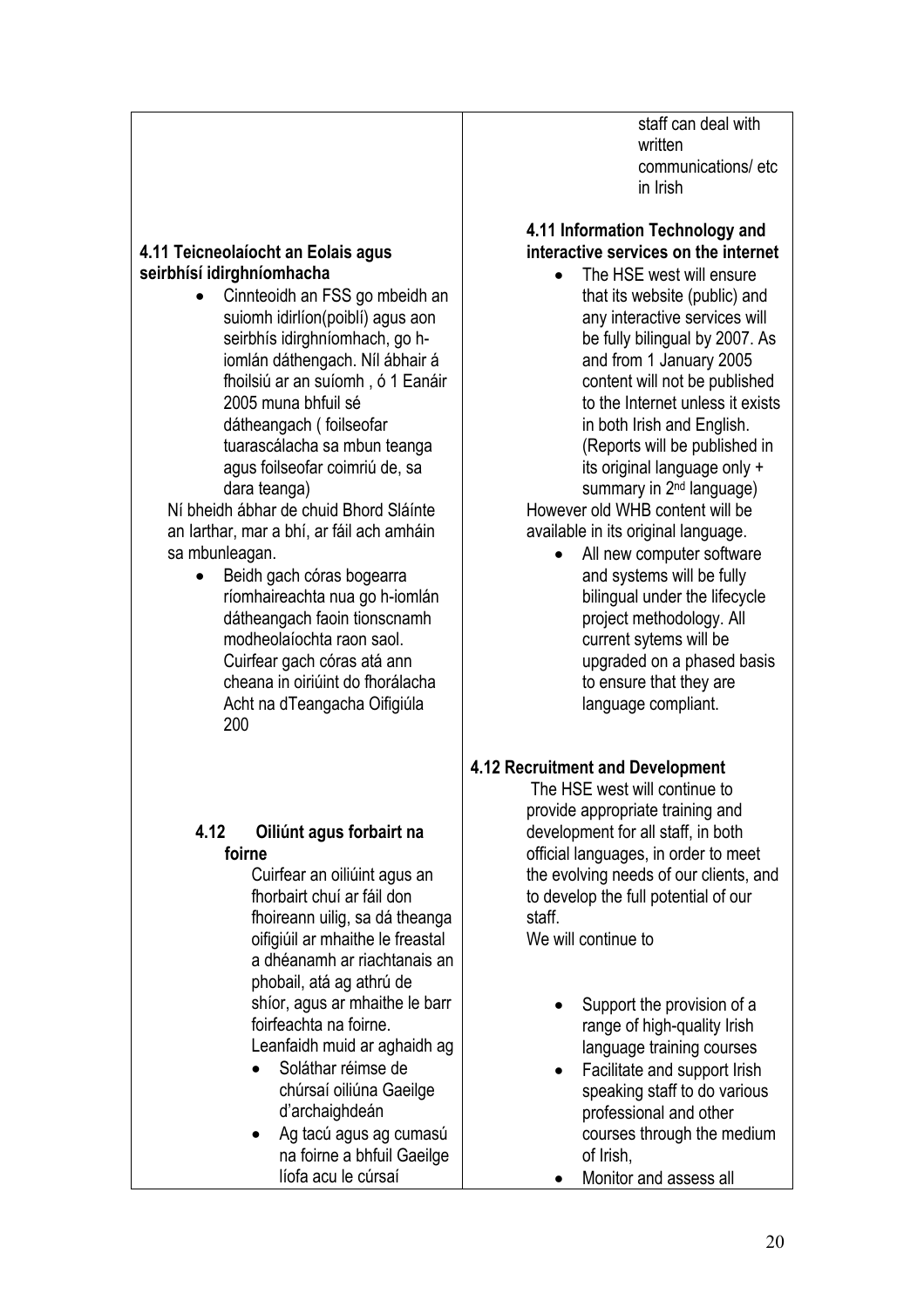| | |
|---|---|
| | staff can deal with written communications/ etc in Irish |
| **4.11 Teicneolaíocht an Eolais agus seirbhísí idirghníomhacha**<br><br>• Cinnteoidh an FSS go mbeidh an suiomh idirlíon(poiblí) agus aon seirbhís idirghníomhach, go h-iomlán dáthengach. Níl ábhair á fhoilsiú ar an suíomh , ó 1 Eanáir 2005 muna bhfuil sé dátheangach ( foilseofar tuarascálacha sa mbun teanga agus foilseofar coimriú de, sa dara teanga)<br><br>Ní bheidh ábhar de chuid Bhord Sláinte an Iarthar, mar a bhí, ar fáil ach amháin sa mbunleagan.<br><br>• Beidh gach córas bogearra ríomhaireachta nua go h-iomlán dátheangach faoin tionscnamh modheolaíochta raon saol. Cuirfear gach córas atá ann cheana in oiriúint do fhorálacha Acht na dTeangacha Oifigiúla 200 | **4.11 Information Technology and interactive services on the internet**<br><br>• The HSE west will ensure that its website (public) and any interactive services will be fully bilingual by 2007. As and from 1 January 2005 content will not be published to the Internet unless it exists in both Irish and English. (Reports will be published in its original language only + summary in 2nd language)<br><br>However old WHB content will be available in its original language.<br><br>• All new computer software and systems will be fully bilingual under the lifecycle project methodology. All current sytems will be upgraded on a phased basis to ensure that they are language compliant. |
| **4.12 Oiliúnt agus forbairt na foirne**<br><br>Cuirfear an oiliúint agus an fhorbairt chuí ar fáil don fhoireann uilig, sa dá theanga oifigiúil ar mhaithe le freastal a dhéanamh ar riachtanais an phobail, atá ag athrú de shíor, agus ar mhaithe le barr foirfeachta na foirne.<br>Leanfaidh muid ar aghaidh ag<br><br>• Soláthar réimse de chúrsaí oiliúna Gaeilge d'archaighdeán<br>• Ag tacú agus ag cumasú na foirne a bhfuil Gaeilge líofa acu le cúrsaí | **4.12 Recruitment and Development**<br><br>The HSE west will continue to provide appropriate training and development for all staff, in both official languages, in order to meet the evolving needs of our clients, and to develop the full potential of our staff.<br>We will continue to<br><br>• Support the provision of a range of high-quality Irish language training courses<br>• Facilitate and support Irish speaking staff to do various professional and other courses through the medium of Irish,<br>• Monitor and assess all |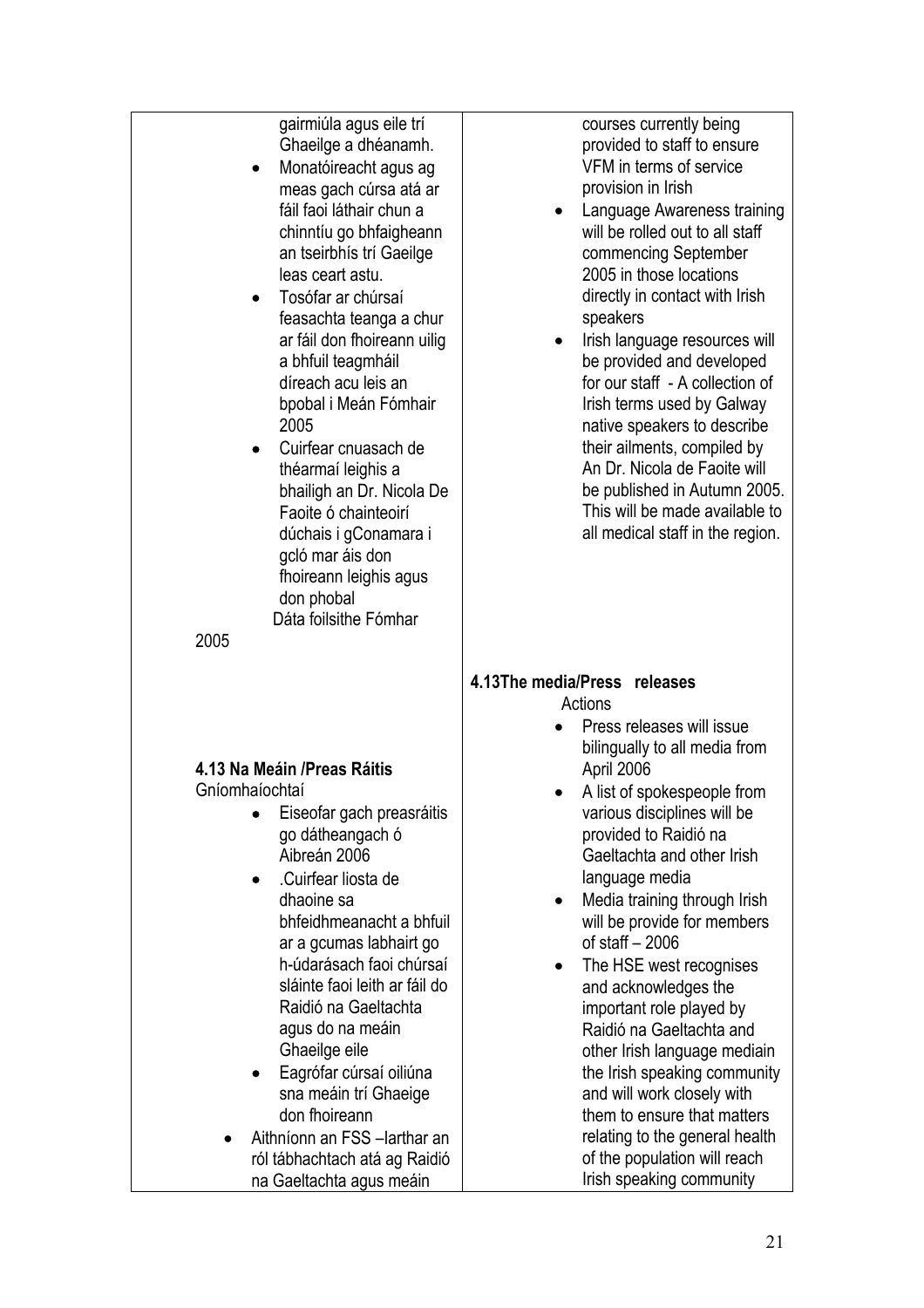| | |
|---|---|
| gairmiúla agus eile trí Ghaeilge a dhéanamh.<br>• Monatóireacht agus ag meas gach cúrsa atá ar fáil faoi láthair chun a chinntíu go bhfaigheann an tseirbhís trí Gaeilge leas ceart astu.<br>• Tosófar ar chúrsaí feasachta teanga a chur ar fáil don fhoireann uilig a bhfuil teagmháil díreach acu leis an bpobal i Meán Fómhair 2005<br>• Cuirfear cnuasach de théarmaí leighis a bhailigh an Dr. Nicola De Faoite ó chainteoirí dúchais i gConamara i gcló mar áis don fhoireann leighis agus don phobal<br>Dáta foilsithe Fómhar 2005 | courses currently being provided to staff to ensure VFM in terms of service provision in Irish<br>• Language Awareness training will be rolled out to all staff commencing September 2005 in those locations directly in contact with Irish speakers<br>• Irish language resources will be provided and developed for our staff - A collection of Irish terms used by Galway native speakers to describe their ailments, compiled by An Dr. Nicola de Faoite will be published in Autumn 2005. This will be made available to all medical staff in the region. |
| **4.13 Na Meáin /Preas Ráitis**<br>Gníomhaíochtaí<br>• Eiseofar gach preasráitis go dátheangach ó Aibreán 2006<br>• .Cuirfear liosta de dhaoine sa bhfeidhmeanacht a bhfuil ar a gcumas labhairt go h-údarásach faoi chúrsaí sláinte faoi leith ar fáil do Raidió na Gaeltachta agus do na meáin Ghaeilge eile<br>• Eagrófar cúrsaí oiliúna sna meáin trí Ghaeige don fhoireann<br>• Aithníonn an FSS –Iarthar an ról tábhachtach atá ag Raidió na Gaeltachta agus meáin | **4.13The media/Press releases**<br>Actions<br>• Press releases will issue bilingually to all media from April 2006<br>• A list of spokespeople from various disciplines will be provided to Raidió na Gaeltachta and other Irish language media<br>• Media training through Irish will be provide for members of staff – 2006<br>• The HSE west recognises and acknowledges the important role played by Raidió na Gaeltachta and other Irish language mediain the Irish speaking community and will work closely with them to ensure that matters relating to the general health of the population will reach Irish speaking community |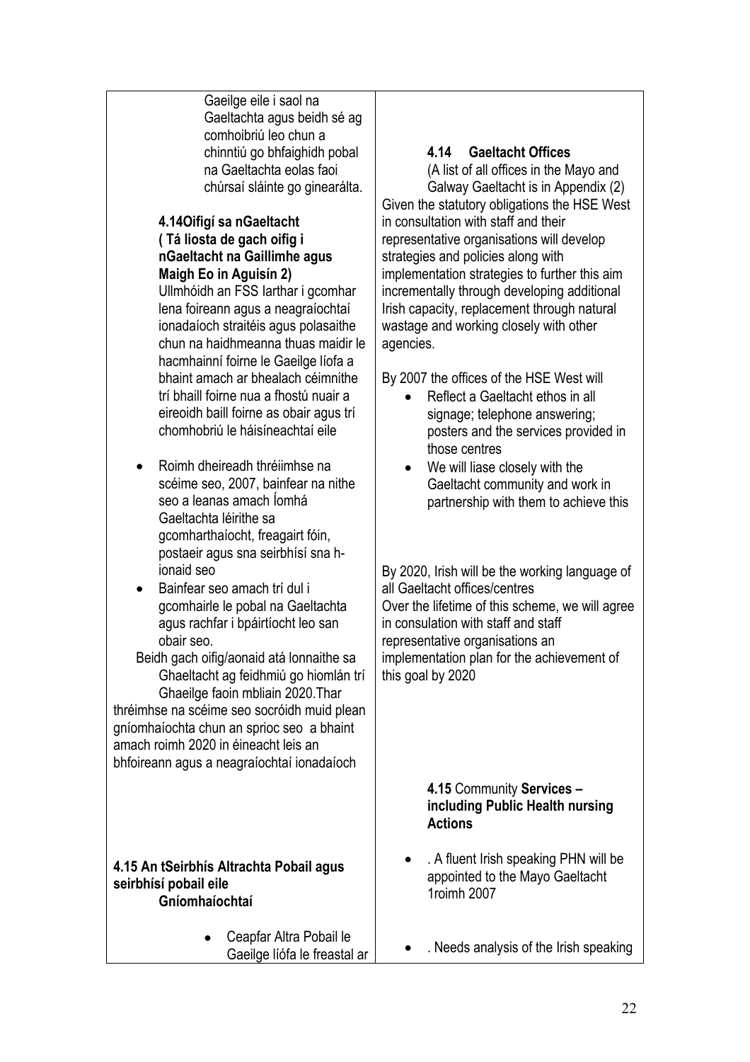| | |
|---|---|
| Gaeilge eile i saol na Gaeltachta agus beidh sé ag comhoibriú leo chun a chinntiú go bhfaighidh pobal na Gaeltachta eolas faoi chúrsaí sláinte go ginearálta.<br><br>**4.14Oifigí sa nGaeltacht ( Tá liosta de gach oifig i nGaeltacht na Gaillimhe agus Maigh Eo in Aguisín 2)**<br>Ullmhóidh an FSS Iarthar i gcomhar lena foireann agus a neagraíochtaí ionadaíoch straitéis agus polasaithe chun na haidhmeanna thuas maidir le hacmhainní foirne le Gaeilge líofa a bhaint amach ar bhealach céimnithe trí bhaill foirne nua a fhostú nuair a eireoidh baill foirne as obair agus trí chomhobriú le háisíneachtaí eile<br><br>• Roimh dheireadh thréimhse na scéime seo, 2007, bainfear na nithe seo a leanas amach Íomhá Gaeltachta léirithe sa gcomharthaíocht, freagairt fóin, postaeir agus sna seirbhísí sna h-ionaid seo<br>• Bainfear seo amach trí dul i gcomhairle le pobal na Gaeltachta agus rachfar i bpáirtíocht leo san obair seo.<br><br>Beidh gach oifig/aonaid atá lonnaithe sa Ghaeltacht ag feidhmiú go hiomlán trí Ghaeilge faoin mbliain 2020.Thar thréimhse na scéime seo socróidh muid plean gníomhaíochta chun an sprioc seo a bhaint amach roimh 2020 in éineacht leis an bhfoireann agus a neagraíochtaí ionadaíoch | **4.14 Gaeltacht Offices**<br>(A list of all offices in the Mayo and Galway Gaeltacht is in Appendix (2)<br>Given the statutory obligations the HSE West in consultation with staff and their representative organisations will develop strategies and policies along with implementation strategies to further this aim incrementally through developing additional Irish capacity, replacement through natural wastage and working closely with other agencies.<br><br>By 2007 the offices of the HSE West will<br>• Reflect a Gaeltacht ethos in all signage; telephone answering; posters and the services provided in those centres<br>• We will liase closely with the Gaeltacht community and work in partnership with them to achieve this<br><br>By 2020, Irish will be the working language of all Gaeltacht offices/centres<br>Over the lifetime of this scheme, we will agree in consulation with staff and staff representative organisations an implementation plan for the achievement of this goal by 2020 |
| **4.15 An tSeirbhís Altrachta Pobail agus seirbhísí pobail eile**<br>**Gníomhaíochtaí**<br><br>• Ceapfar Altra Pobail le Gaeilge líófa le freastal ar | **4.15** Community **Services – including Public Health nursing Actions**<br><br>• . A fluent Irish speaking PHN will be appointed to the Mayo Gaeltacht 1roimh 2007<br><br>• . Needs analysis of the Irish speaking |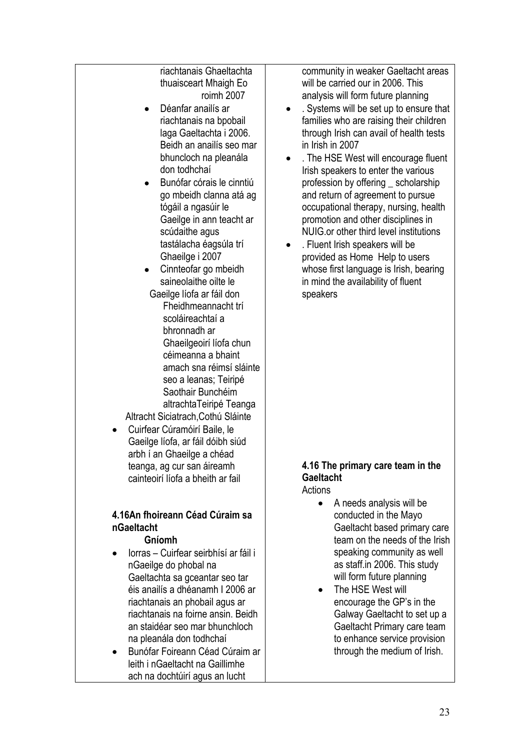| | |
|---|---|
| riachtanais Ghaeltachta thuaisceart Mhaigh Eo roimh 2007<br>• Déanfar anailís ar riachtanais na bpobail laga Gaeltachta i 2006. Beidh an anailís seo mar bhuncloch na pleanála don todhchaí<br>• Bunófar córais le cinntiú go mbeidh clanna atá ag tógáil a ngasúir le Gaeilge in ann teacht ar scúdaithe agus tastálacha éagsúla trí Ghaeilge i 2007<br>• Cinnteofar go mbeidh saineolaithe oilte le Gaeilge líofa ar fáil don Fheidhmeannacht trí scoláireachtaí a bhronnadh ar Ghaeilgeoirí líofa chun céimeanna a bhaint amach sna réimsí sláinte seo a leanas; Teiripé Saothair Bunchéim altrachtaTeiripé Teanga Altracht Siciatrach,Cothú Sláinte<br>• Cuirfear Cúramóirí Baile, le Gaeilge líofa, ar fáil dóibh siúd arbh í an Ghaeilge a chéad teanga, ag cur san áireamh cainteoirí líofa a bheith ar fail<br><br>**4.16An fhoireann Céad Cúraim sa nGaeltacht**<br>**Gníomh**<br>• Iorras – Cuirfear seirbhísí ar fáil i nGaeilge do phobal na Gaeltachta sa gceantar seo tar éis anailís a dhéanamh I 2006 ar riachtanais an phobail agus ar riachtanais na foirne ansin. Beidh an staidéar seo mar bhunchloch na pleanála don todhchaí<br>• Bunófar Foireann Céad Cúraim ar leith i nGaeltacht na Gaillimhe ach na dochtúirí agus an lucht | community in weaker Gaeltacht areas will be carried our in 2006. This analysis will form future planning<br>• . Systems will be set up to ensure that families who are raising their children through Irish can avail of health tests in Irish in 2007<br>• . The HSE West will encourage fluent Irish speakers to enter the various profession by offering _ scholarship and return of agreement to pursue occupational therapy, nursing, health promotion and other disciplines in NUIG.or other third level institutions<br>• . Fluent Irish speakers will be provided as Home Help to users whose first language is Irish, bearing in mind the availability of fluent speakers<br><br>**4.16 The primary care team in the Gaeltacht**<br>Actions<br>• A needs analysis will be conducted in the Mayo Gaeltacht based primary care team on the needs of the Irish speaking community as well as staff.in 2006. This study will form future planning<br>• The HSE West will encourage the GP's in the Galway Gaeltacht to set up a Gaeltacht Primary care team to enhance service provision through the medium of Irish. |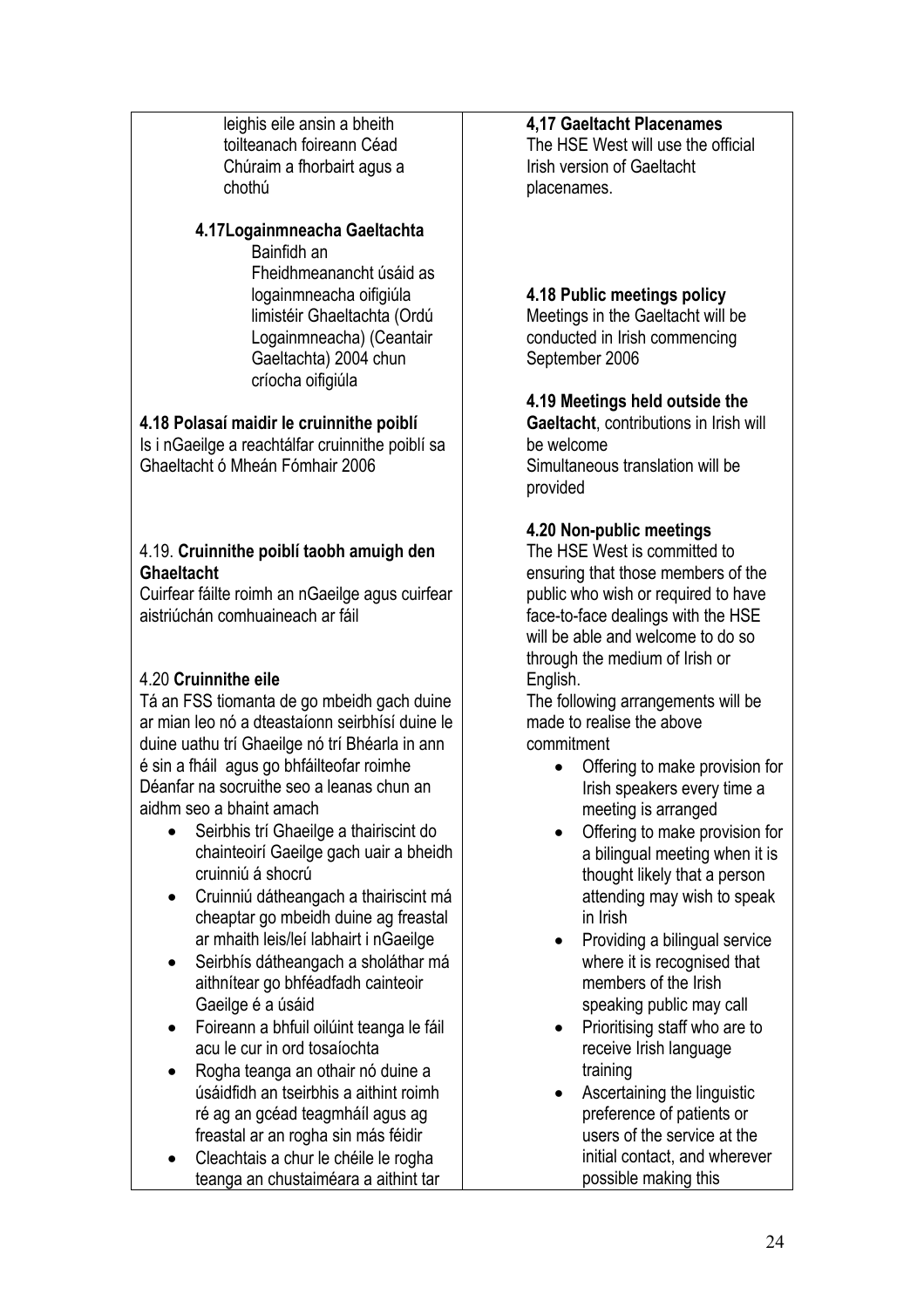| | |
|---|---|
| leighis eile ansin a bheith toilteanach foireann Céad Chúraim a fhorbairt agus a chothú<br><br>**4.17Logainmneacha Gaeltachta**<br>Bainfidh an Fheidhmeanancht úsáid as logainmneacha oifigiúla limistéir Ghaeltachta (Ordú Logainmneacha) (Ceantair Gaeltachta) 2004 chun críocha oifigiúla<br><br>**4.18 Polasaí maidir le cruinnithe poiblí**<br>Is i nGaeilge a reachtálfar cruinnithe poiblí sa Ghaeltacht ó Mheán Fómhair 2006<br><br>4.19. **Cruinnithe poiblí taobh amuigh den Ghaeltacht**<br>Cuirfear fáilte roimh an nGaeilge agus cuirfear aistriúchán comhuaineach ar fáil<br><br>4.20 **Cruinnithe eile**<br>Tá an FSS tiomanta de go mbeidh gach duine ar mian leo nó a dteastaíonn seirbhísí duine le duine uathu trí Ghaeilge nó trí Bhéarla in ann é sin a fháil agus go bhfáilteofar roimhe<br>Déanfar na socruithe seo a leanas chun an aidhm seo a bhaint amach<br>• Seirbhis trí Ghaeilge a thairiscint do chainteoirí Gaeilge gach uair a bheidh cruinniú á shocrú<br>• Cruinniú dátheangach a thairiscint má cheaptar go mbeidh duine ag freastal ar mhaith leis/leí labhairt i nGaeilge<br>• Seirbhís dátheangach a sholáthar má aithnítear go bhféadfadh cainteoir Gaeilge é a úsáid<br>• Foireann a bhfuil oilúint teanga le fáil acu le cur in ord tosaíochta<br>• Rogha teanga an othair nó duine a úsáidfidh an tseirbhis a aithint roimh ré ag an gcéad teagmháil agus ag freastal ar an rogha sin más féidir<br>• Cleachtais a chur le chéile le rogha teanga an chustaiméara a aithint tar | **4,17 Gaeltacht Placenames**<br>The HSE West will use the official Irish version of Gaeltacht placenames.<br><br>**4.18 Public meetings policy**<br>Meetings in the Gaeltacht will be conducted in Irish commencing September 2006<br><br>**4.19 Meetings held outside the Gaeltacht**, contributions in Irish will be welcome<br>Simultaneous translation will be provided<br><br>**4.20 Non-public meetings**<br>The HSE West is committed to ensuring that those members of the public who wish or required to have face-to-face dealings with the HSE will be able and welcome to do so through the medium of Irish or English.<br>The following arrangements will be made to realise the above commitment<br>• Offering to make provision for Irish speakers every time a meeting is arranged<br>• Offering to make provision for a bilingual meeting when it is thought likely that a person attending may wish to speak in Irish<br>• Providing a bilingual service where it is recognised that members of the Irish speaking public may call<br>• Prioritising staff who are to receive Irish language training<br>• Ascertaining the linguistic preference of patients or users of the service at the initial contact, and wherever possible making this |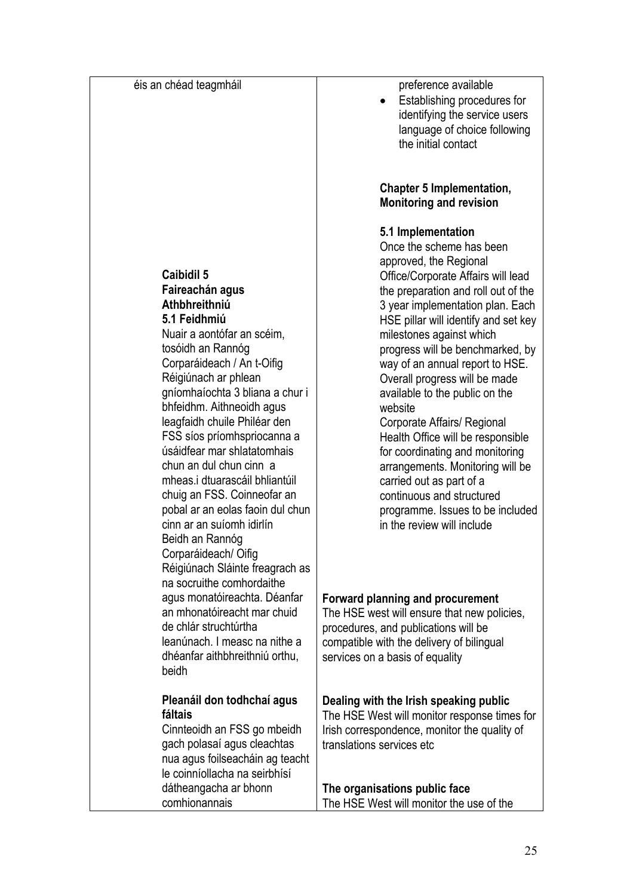| | |
|---|---|
| éis an chéad teagmháil | preference available<br>• Establishing procedures for identifying the service users language of choice following the initial contact |
| **Caibidil 5**<br>**Faireachán agus Athbhreithniú**<br>**5.1 Feidhmiú**<br>Nuair a aontófar an scéim, tosóidh an Rannóg Corparáideach / An t-Oifig Réigiúnach ar phlean gníomhaíochta 3 bliana a chur i bhfeidhm. Aithneoidh agus leagfaidh chuile Philéar den FSS síos príomhspriocanna a úsáidfear mar shlatatomhais chun an dul chun cinn a mheas.i dtuarascáil bhliantúil chuig an FSS. Coinneofar an pobal ar an eolas faoin dul chun cinn ar an suíomh idirlín<br>Beidh an Rannóg Corparáideach/ Oifig Réigiúnach Sláinte freagrach as na socruithe comhordaithe agus monatóireachta. Déanfar an mhonatóireacht mar chuid de chlár struchtúrtha leanúnach. I measc na nithe a dhéanfar aithbhreithniú orthu, beidh | **Chapter 5 Implementation, Monitoring and revision**<br>**5.1 Implementation**<br>Once the scheme has been approved, the Regional Office/Corporate Affairs will lead the preparation and roll out of the 3 year implementation plan. Each HSE pillar will identify and set key milestones against which progress will be benchmarked, by way of an annual report to HSE. Overall progress will be made available to the public on the website<br>Corporate Affairs/ Regional Health Office will be responsible for coordinating and monitoring arrangements. Monitoring will be carried out as part of a continuous and structured programme. Issues to be included in the review will include<br>**Forward planning and procurement**<br>The HSE west will ensure that new policies, procedures, and publications will be compatible with the delivery of bilingual services on a basis of equality |
| **Pleanáil don todhchaí agus fáltais**<br>Cinnteoidh an FSS go mbeidh gach polasaí agus cleachtas nua agus foilseacháin ag teacht le coinníollacha na seirbhísí dátheangacha ar bhonn comhionannais | **Dealing with the Irish speaking public**<br>The HSE West will monitor response times for Irish correspondence, monitor the quality of translations services etc<br>**The organisations public face**<br>The HSE West will monitor the use of the |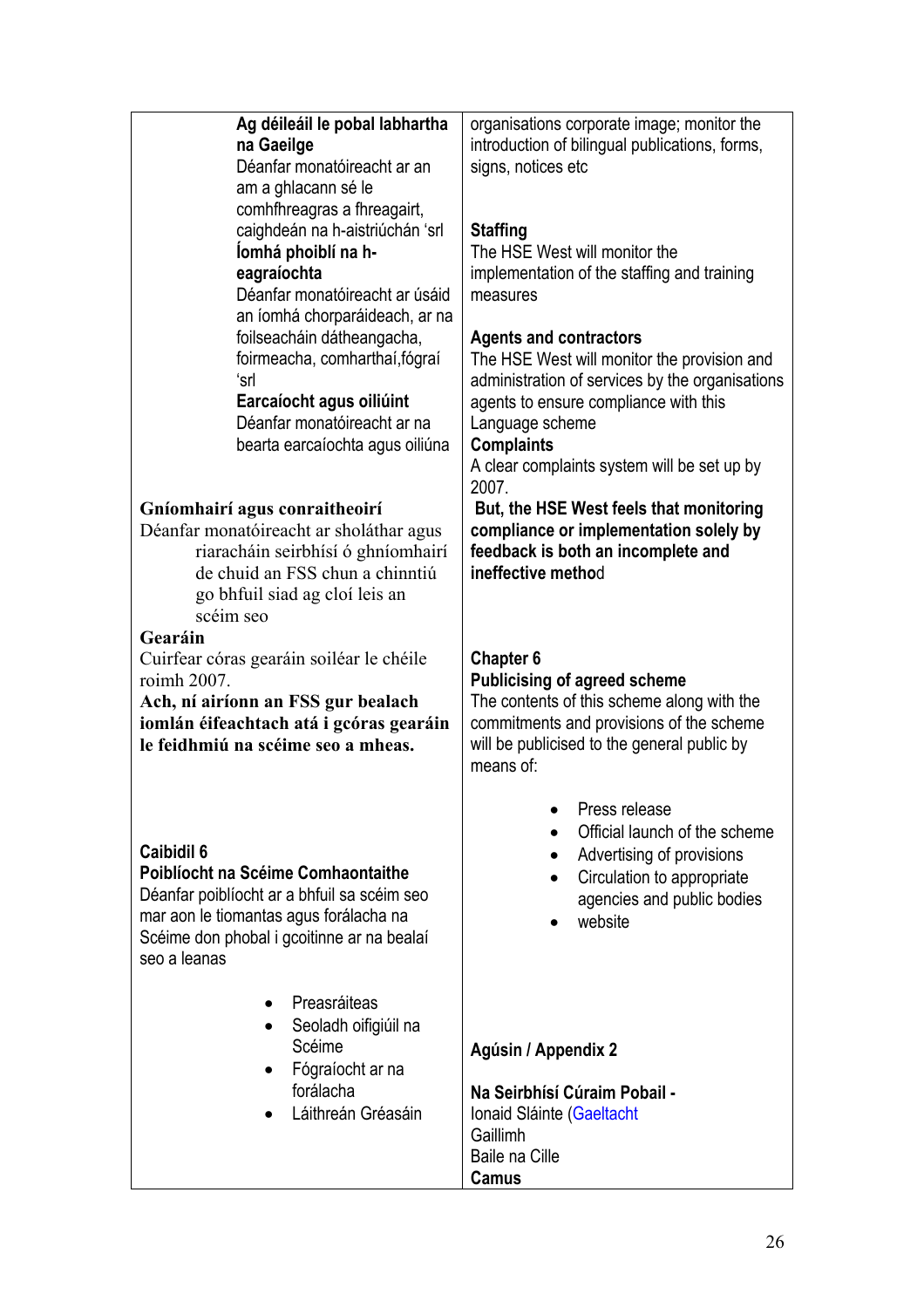| **Ag déileáil le pobal labhartha na Gaeilge**<br>Déanfar monatóireacht ar an am a ghlacann sé le comhfhreagras a fhreagairt, caighdeán na h-aistriúchán 'srl<br>**Íomhá phoiblí na h-eagraíochta**<br>Déanfar monatóireacht ar úsáid an íomhá chorparáideach, ar na foilseacháin dátheangacha, foirmeacha, comharthaí,fógraí 'srl<br>**Earcaíocht agus oiliúint**<br>Déanfar monatóireacht ar na bearta earcaíochta agus oiliúna<br><br>**Gníomhairí agus conraitheoirí**<br>Déanfar monatóireacht ar sholáthar agus riaracháin seirbhísí ó ghníomhairí de chuid an FSS chun a chinntiú go bhfuil siad ag cloí leis an scéim seo<br>**Gearáin**<br>Cuirfear córas gearáin soiléar le chéile roimh 2007.<br>**Ach, ní airíonn an FSS gur bealach iomlán éifeachtach atá i gcóras gearáin le feidhmiú na scéime seo a mheas.**<br><br>**Caibidil 6**<br>**Poiblíocht na Scéime Comhaontaithe**<br>Déanfar poiblíocht ar a bhfuil sa scéim seo mar aon le tiomantas agus forálacha na Scéime don phobal i gcoitinne ar na bealaí seo a leanas<br><br>• Preasráiteas<br>• Seoladh oifigiúil na Scéime<br>• Fógraíocht ar na forálacha<br>• Láithreán Gréasáin | organisations corporate image; monitor the introduction of bilingual publications, forms, signs, notices etc<br><br>**Staffing**<br>The HSE West will monitor the implementation of the staffing and training measures<br><br>**Agents and contractors**<br>The HSE West will monitor the provision and administration of services by the organisations agents to ensure compliance with this Language scheme<br>**Complaints**<br>A clear complaints system will be set up by 2007.<br>**But, the HSE West feels that monitoring compliance or implementation solely by feedback is both an incomplete and ineffective method**<br><br>**Chapter 6**<br>**Publicising of agreed scheme**<br>The contents of this scheme along with the commitments and provisions of the scheme will be publicised to the general public by means of:<br><br>• Press release<br>• Official launch of the scheme<br>• Advertising of provisions<br>• Circulation to appropriate agencies and public bodies<br>• website<br><br>**Agúsin / Appendix 2**<br><br>**Na Seirbhísí Cúraim Pobail -**<br>Ionaid Sláinte (Gaeltacht<br>Gaillimh<br>Baile na Cille<br>**Camus** |
|---|---|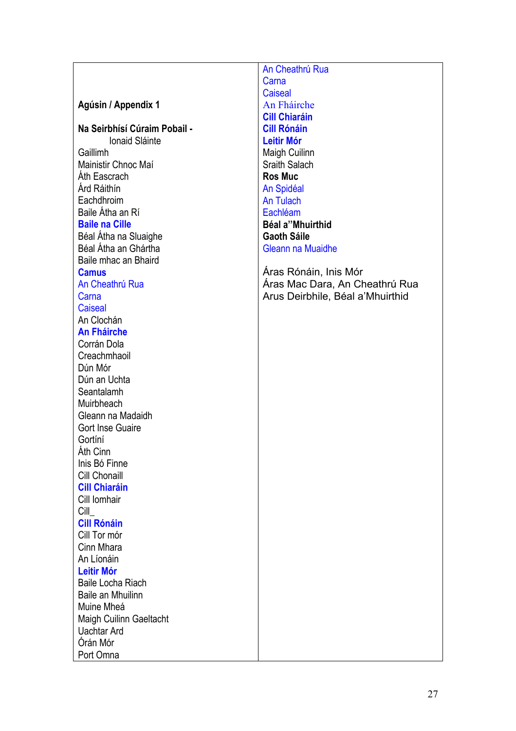**Agúsín / Appendix 1**

**Na Seirbhísí Cúraim Pobail -**
Ionaid Sláinte

Gaillimh
Mainistir Chnoc Maí
Áth Eascrach
Árd Ráithín
Eachdhroim
Baile Átha an Rí
**Baile na Cille**
Béal Átha na Sluaighe
Béal Átha an Ghártha
Baile mhac an Bhaird
**Camus**
An Cheathrú Rua
Carna
Caiseal
An Clochán
**An Fháirche**
Corrán Dola
Creachmhaoil
Dún Mór
Dún an Uchta
Seantalamh
Muirbheach
Gleann na Madaidh
Gort Inse Guaire
Gortíní
Áth Cinn
Inis Bó Finne
Cill Chonaill
**Cill Chiaráin**
Cill Iomhair
Cill_
**Cill Rónáin**
Cill Tor mór
Cinn Mhara
An Líonáin
**Leitir Mór**
Baile Locha Riach
Baile an Mhuilinn
Muine Mheá
Maigh Cuilinn Gaeltacht
Uachtar Ard
Órán Mór
Port Omna

An Cheathrú Rua
Carna
Caiseal
An Fháirche
**Cill Chiaráin**
**Cill Rónáin**
**Leitir Mór**
Maigh Cuilinn
Sraith Salach
**Ros Muc**
An Spidéal
An Tulach
Eachléam
**Béal a"Mhuirthid**
**Gaoth Sáile**
Gleann na Muaidhe

Áras Rónáin, Inis Mór
Áras Mac Dara, An Cheathrú Rua
Arus Deirbhile, Béal a'Mhuirthid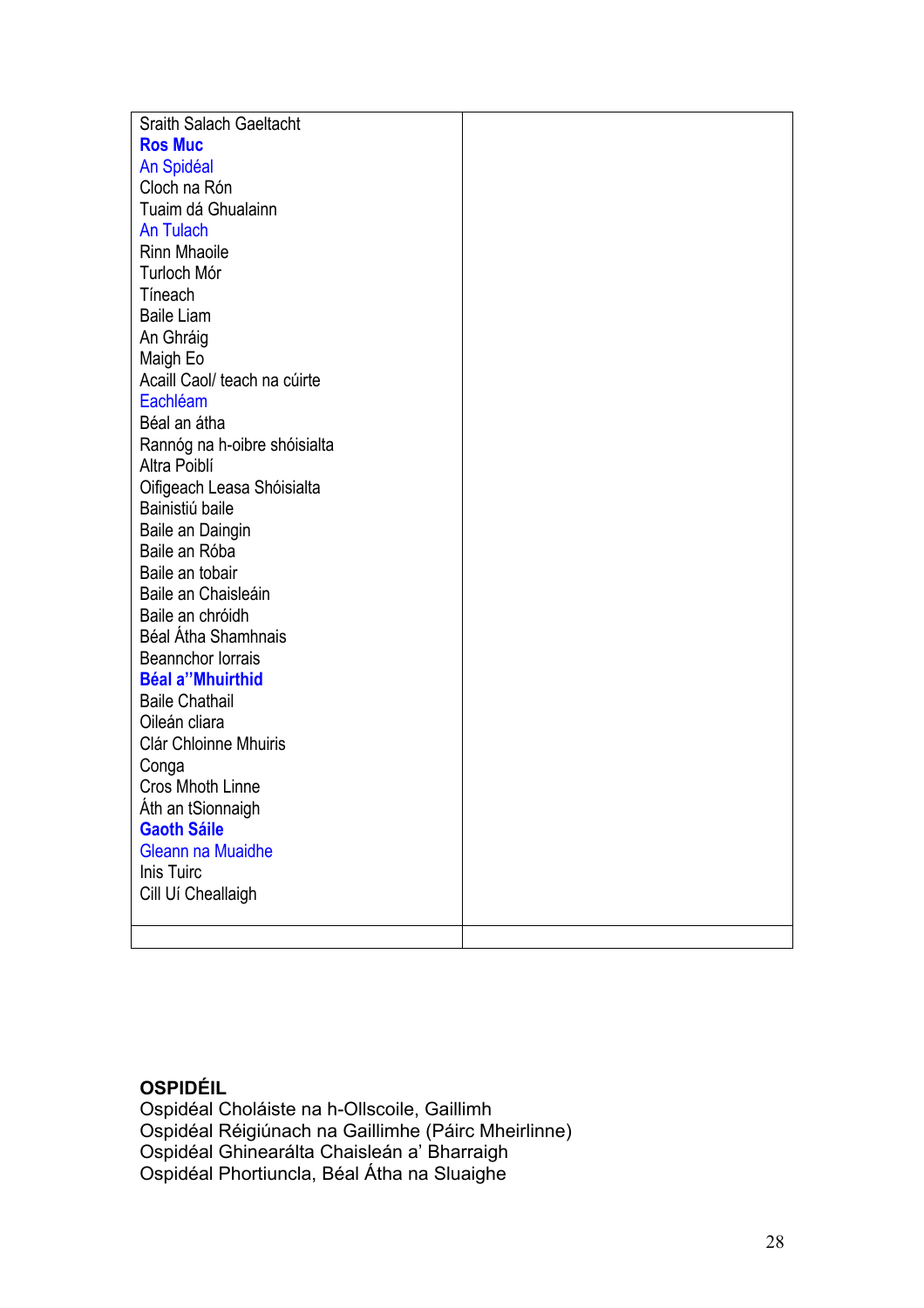| | |
|---|---|
| Sraith Salach Gaeltacht<br>**Ros Muc**<br>An Spidéal<br>Cloch na Rón<br>Tuaim dá Ghualainn<br>An Tulach<br>Rinn Mhaoile<br>Turloch Mór<br>Tíneach<br>Baile Liam<br>An Ghráig<br>Maigh Eo<br>Acaill Caol/ teach na cúirte<br>Eachléam<br>Béal an átha<br>Rannóg na h-oibre shóisialta<br>Altra Poiblí<br>Oifigeach Leasa Shóisialta<br>Bainistiú baile<br>Baile an Daingin<br>Baile an Róba<br>Baile an tobair<br>Baile an Chaisleáin<br>Baile an chróidh<br>Béal Átha Shamhnais<br>Beannchor Iorrais<br>**Béal a''Mhuirthid**<br>Baile Chathail<br>Oileán cliara<br>Clár Chloinne Mhuiris<br>Conga<br>Cros Mhoth Linne<br>Áth an tSionnaigh<br>**Gaoth Sáile**<br>Gleann na Muaidhe<br>Inis Tuirc<br>Cill Uí Cheallaigh | |
| | |

**OSPIDÉIL**

Ospidéal Choláiste na h-Ollscoile, Gaillimh
Ospidéal Réigiúnach na Gaillimhe (Páirc Mheirlinne)
Ospidéal Ghinearálta Chaisleán a' Bharraigh
Ospidéal Phortiuncla, Béal Átha na Sluaighe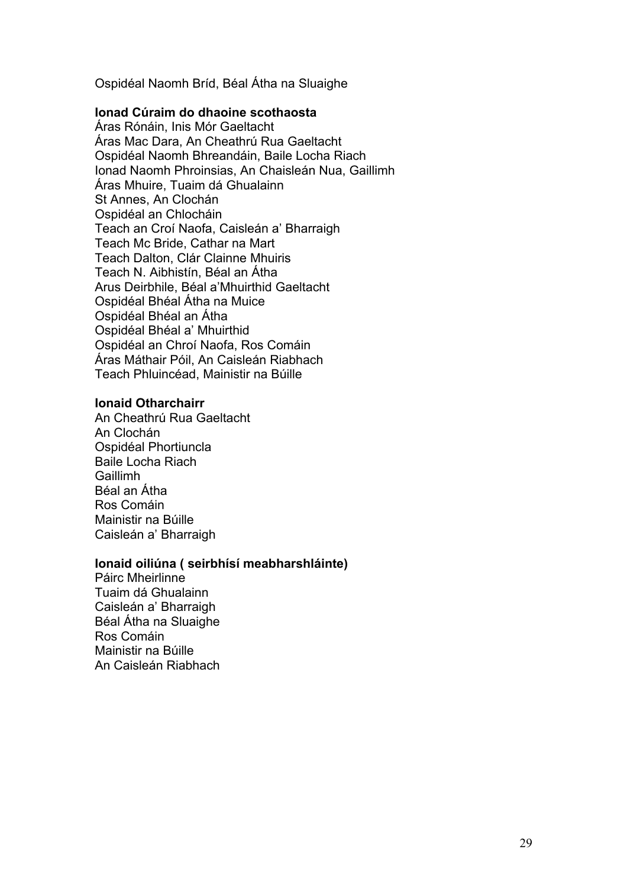Ospidéal Naomh Bríd, Béal Átha na Sluaighe

**Ionad Cúraim do dhaoine scothaosta**

Áras Rónáin, Inis Mór Gaeltacht
Áras Mac Dara, An Cheathrú Rua Gaeltacht
Ospidéal Naomh Bhreandáin, Baile Locha Riach
Ionad Naomh Phroinsias, An Chaisleán Nua, Gaillimh
Áras Mhuire, Tuaim dá Ghualainn
St Annes, An Clochán
Ospidéal an Chlocháin
Teach an Croí Naofa, Caisleán a' Bharraigh
Teach Mc Bride, Cathar na Mart
Teach Dalton, Clár Clainne Mhuiris
Teach N. Aibhistín, Béal an Átha
Arus Deirbhile, Béal a'Mhuirthid Gaeltacht
Ospidéal Bhéal Átha na Muice
Ospidéal Bhéal an Átha
Ospidéal Bhéal a' Mhuirthid
Ospidéal an Chroí Naofa, Ros Comáin
Áras Máthair Póil, An Caisleán Riabhach
Teach Phluincéad, Mainistir na Búille

**Ionaid Otharchairr**

An Cheathrú Rua Gaeltacht
An Clochán
Ospidéal Phortiuncla
Baile Locha Riach
Gaillimh
Béal an Átha
Ros Comáin
Mainistir na Búille
Caisleán a' Bharraigh

**Ionaid oiliúna ( seirbhísí meabharshláinte)**

Páirc Mheirlinne
Tuaim dá Ghualainn
Caisleán a' Bharraigh
Béal Átha na Sluaighe
Ros Comáin
Mainistir na Búille
An Caisleán Riabhach